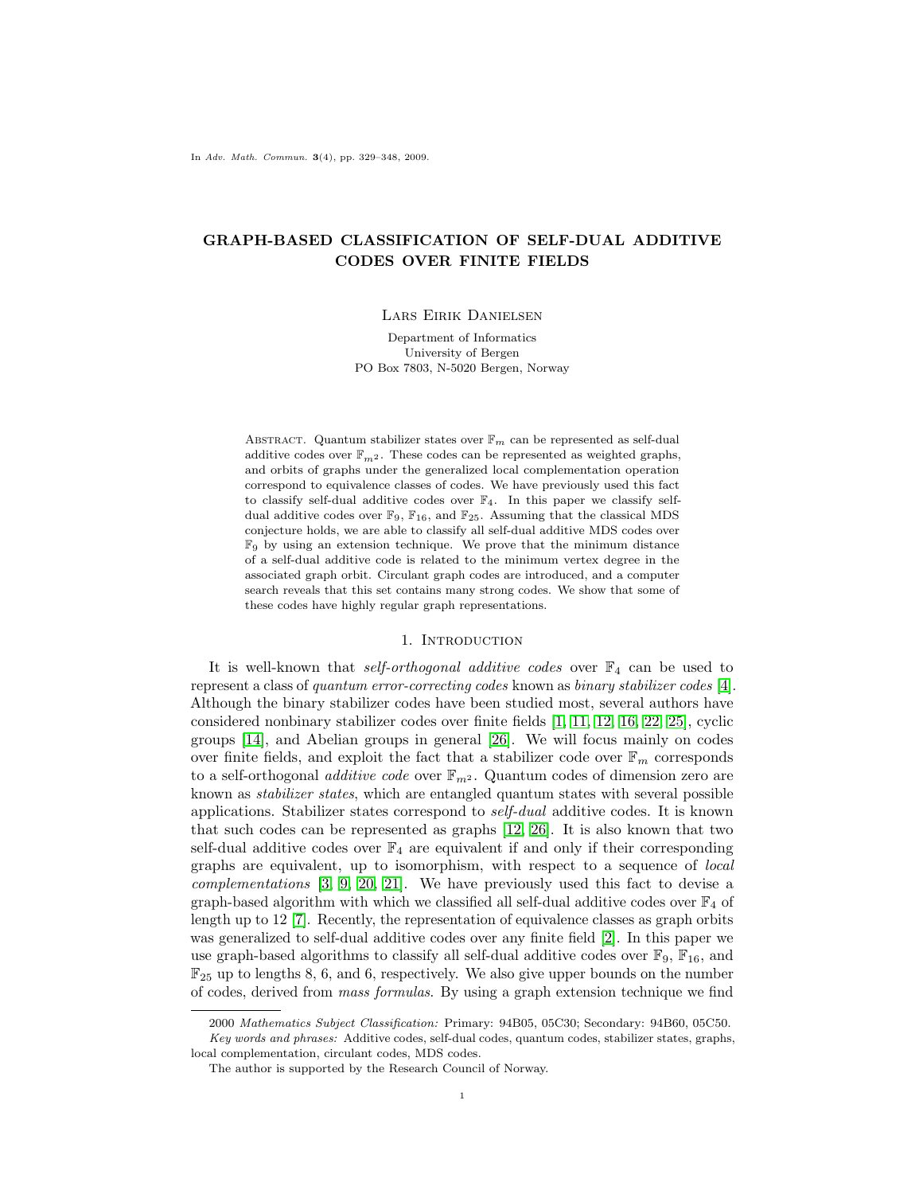In *Adv. Math. Commun.* **3**(4), pp. 329–348, 2009.

# GRAPH-BASED CLASSIFICATION OF SELF-DUAL ADDITIVE CODES OVER FINITE FIELDS

Lars Eirik Danielsen

Department of Informatics
University of Bergen
PO Box 7803, N-5020 Bergen, Norway

Abstract. Quantum stabilizer states over $\mathbb{F}_m$ can be represented as self-dual additive codes over $\mathbb{F}_{m^2}$. These codes can be represented as weighted graphs, and orbits of graphs under the generalized local complementation operation correspond to equivalence classes of codes. We have previously used this fact to classify self-dual additive codes over $\mathbb{F}_4$. In this paper we classify self-dual additive codes over $\mathbb{F}_9$, $\mathbb{F}_{16}$, and $\mathbb{F}_{25}$. Assuming that the classical MDS conjecture holds, we are able to classify all self-dual additive MDS codes over $\mathbb{F}_9$ by using an extension technique. We prove that the minimum distance of a self-dual additive code is related to the minimum vertex degree in the associated graph orbit. Circulant graph codes are introduced, and a computer search reveals that this set contains many strong codes. We show that some of these codes have highly regular graph representations.

## 1. Introduction

It is well-known that *self-orthogonal additive codes* over $\mathbb{F}_4$ can be used to represent a class of *quantum error-correcting codes* known as *binary stabilizer codes* [4]. Although the binary stabilizer codes have been studied most, several authors have considered nonbinary stabilizer codes over finite fields [1, 11, 12, 16, 22, 25], cyclic groups [14], and Abelian groups in general [26]. We will focus mainly on codes over finite fields, and exploit the fact that a stabilizer code over $\mathbb{F}_m$ corresponds to a self-orthogonal *additive code* over $\mathbb{F}_{m^2}$. Quantum codes of dimension zero are known as *stabilizer states*, which are entangled quantum states with several possible applications. Stabilizer states correspond to *self-dual* additive codes. It is known that such codes can be represented as graphs [12, 26]. It is also known that two self-dual additive codes over $\mathbb{F}_4$ are equivalent if and only if their corresponding graphs are equivalent, up to isomorphism, with respect to a sequence of *local complementations* [3, 9, 20, 21]. We have previously used this fact to devise a graph-based algorithm with which we classified all self-dual additive codes over $\mathbb{F}_4$ of length up to 12 [7]. Recently, the representation of equivalence classes as graph orbits was generalized to self-dual additive codes over any finite field [2]. In this paper we use graph-based algorithms to classify all self-dual additive codes over $\mathbb{F}_9$, $\mathbb{F}_{16}$, and $\mathbb{F}_{25}$ up to lengths 8, 6, and 6, respectively. We also give upper bounds on the number of codes, derived from *mass formulas*. By using a graph extension technique we find

---

2000 *Mathematics Subject Classification:* Primary: 94B05, 05C30; Secondary: 94B60, 05C50.

*Key words and phrases:* Additive codes, self-dual codes, quantum codes, stabilizer states, graphs, local complementation, circulant codes, MDS codes.

The author is supported by the Research Council of Norway.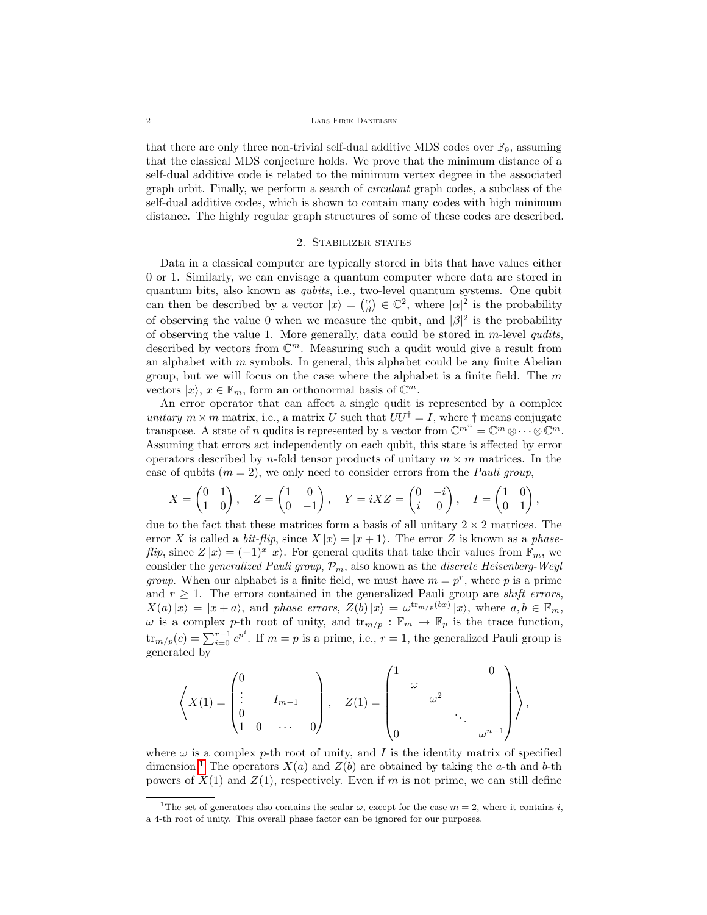that there are only three non-trivial self-dual additive MDS codes over $\mathbb{F}_9$, assuming that the classical MDS conjecture holds. We prove that the minimum distance of a self-dual additive code is related to the minimum vertex degree in the associated graph orbit. Finally, we perform a search of *circulant* graph codes, a subclass of the self-dual additive codes, which is shown to contain many codes with high minimum distance. The highly regular graph structures of some of these codes are described.

## 2. Stabilizer states

Data in a classical computer are typically stored in bits that have values either 0 or 1. Similarly, we can envisage a quantum computer where data are stored in quantum bits, also known as *qubits*, i.e., two-level quantum systems. One qubit can then be described by a vector $|x\rangle = \binom{\alpha}{\beta} \in \mathbb{C}^2$, where $|\alpha|^2$ is the probability of observing the value 0 when we measure the qubit, and $|\beta|^2$ is the probability of observing the value 1. More generally, data could be stored in $m$-level *qudits*, described by vectors from $\mathbb{C}^m$. Measuring such a qudit would give a result from an alphabet with $m$ symbols. In general, this alphabet could be any finite Abelian group, but we will focus on the case where the alphabet is a finite field. The $m$ vectors $|x\rangle$, $x \in \mathbb{F}_m$, form an orthonormal basis of $\mathbb{C}^m$.

An error operator that can affect a single qudit is represented by a complex *unitary* $m \times m$ matrix, i.e., a matrix $U$ such that $UU^\dagger = I$, where $\dagger$ means conjugate transpose. A state of $n$ qudits is represented by a vector from $\mathbb{C}^{m^n} = \mathbb{C}^m \otimes \cdots \otimes \mathbb{C}^m$. Assuming that errors act independently on each qubit, this state is affected by error operators described by $n$-fold tensor products of unitary $m \times m$ matrices. In the case of qubits ($m = 2$), we only need to consider errors from the *Pauli group*,

$$X = \begin{pmatrix} 0 & 1 \\ 1 & 0 \end{pmatrix}, \quad Z = \begin{pmatrix} 1 & 0 \\ 0 & -1 \end{pmatrix}, \quad Y = iXZ = \begin{pmatrix} 0 & -i \\ i & 0 \end{pmatrix}, \quad I = \begin{pmatrix} 1 & 0 \\ 0 & 1 \end{pmatrix},$$

due to the fact that these matrices form a basis of all unitary $2 \times 2$ matrices. The error $X$ is called a *bit-flip*, since $X|x\rangle = |x+1\rangle$. The error $Z$ is known as a *phase-flip*, since $Z|x\rangle = (-1)^x|x\rangle$. For general qudits that take their values from $\mathbb{F}_m$, we consider the *generalized Pauli group*, $\mathcal{P}_m$, also known as the *discrete Heisenberg-Weyl group*. When our alphabet is a finite field, we must have $m = p^r$, where $p$ is a prime and $r \geq 1$. The errors contained in the generalized Pauli group are *shift errors*, $X(a)|x\rangle = |x+a\rangle$, and *phase errors*, $Z(b)|x\rangle = \omega^{\mathrm{tr}_{m/p}(bx)}|x\rangle$, where $a, b \in \mathbb{F}_m$, $\omega$ is a complex $p$-th root of unity, and $\mathrm{tr}_{m/p} : \mathbb{F}_m \to \mathbb{F}_p$ is the trace function, $\mathrm{tr}_{m/p}(c) = \sum_{i=0}^{r-1} c^{p^i}$. If $m = p$ is a prime, i.e., $r = 1$, the generalized Pauli group is generated by

$$\left\langle X(1) = \begin{pmatrix} 0 & & & \\ \vdots & & I_{m-1} & \\ 0 & & & \\ 1 & 0 & \cdots & 0 \end{pmatrix}, \quad Z(1) = \begin{pmatrix} 1 & & & & 0 \\ & \omega & & & \\ & & \omega^2 & & \\ & & & \ddots & \\ 0 & & & & \omega^{n-1} \end{pmatrix} \right\rangle,$$

where $\omega$ is a complex $p$-th root of unity, and $I$ is the identity matrix of specified dimension.[1] The operators $X(a)$ and $Z(b)$ are obtained by taking the $a$-th and $b$-th powers of $X(1)$ and $Z(1)$, respectively. Even if $m$ is not prime, we can still define

[1] The set of generators also contains the scalar $\omega$, except for the case $m = 2$, where it contains $i$, a 4-th root of unity. This overall phase factor can be ignored for our purposes.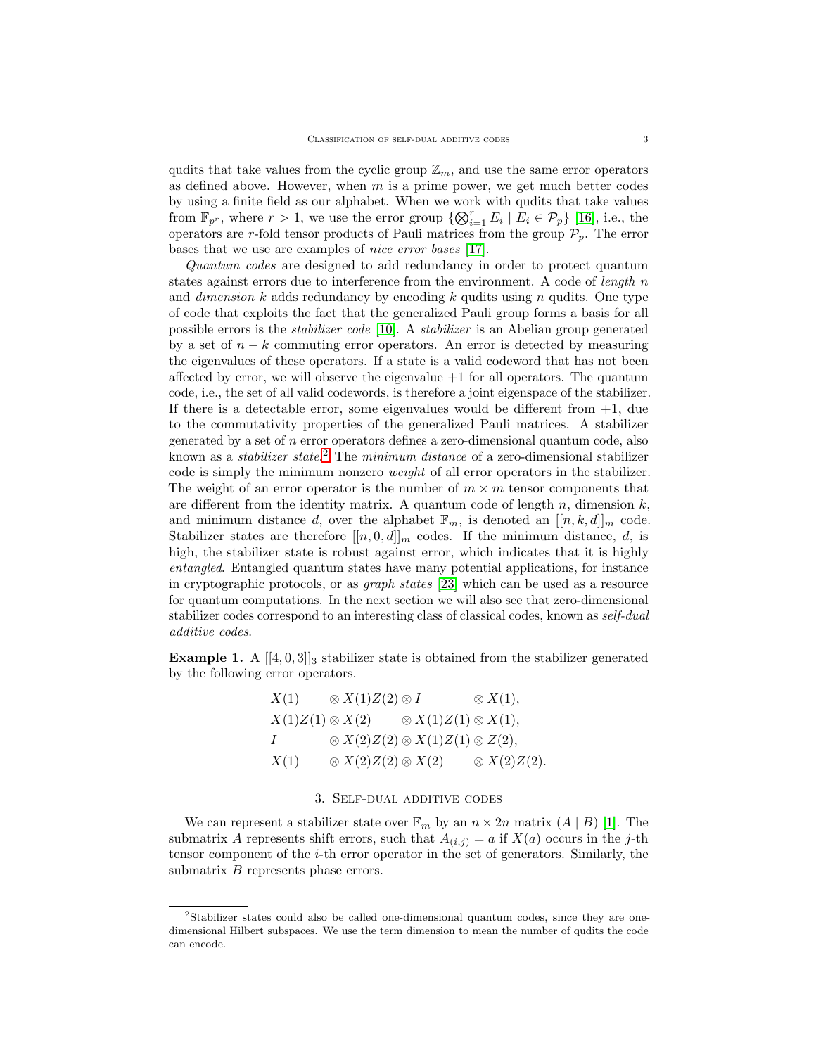qudits that take values from the cyclic group $\mathbb{Z}_m$, and use the same error operators as defined above. However, when $m$ is a prime power, we get much better codes by using a finite field as our alphabet. When we work with qudits that take values from $\mathbb{F}_{p^r}$, where $r > 1$, we use the error group $\{\bigotimes_{i=1}^{r} E_i \mid E_i \in \mathcal{P}_p\}$ [16], i.e., the operators are $r$-fold tensor products of Pauli matrices from the group $\mathcal{P}_p$. The error bases that we use are examples of *nice error bases* [17].

*Quantum codes* are designed to add redundancy in order to protect quantum states against errors due to interference from the environment. A code of *length* $n$ and *dimension* $k$ adds redundancy by encoding $k$ qudits using $n$ qudits. One type of code that exploits the fact that the generalized Pauli group forms a basis for all possible errors is the *stabilizer code* [10]. A *stabilizer* is an Abelian group generated by a set of $n-k$ commuting error operators. An error is detected by measuring the eigenvalues of these operators. If a state is a valid codeword that has not been affected by error, we will observe the eigenvalue $+1$ for all operators. The quantum code, i.e., the set of all valid codewords, is therefore a joint eigenspace of the stabilizer. If there is a detectable error, some eigenvalues would be different from $+1$, due to the commutativity properties of the generalized Pauli matrices. A stabilizer generated by a set of $n$ error operators defines a zero-dimensional quantum code, also known as a *stabilizer state*.[2] The *minimum distance* of a zero-dimensional stabilizer code is simply the minimum nonzero *weight* of all error operators in the stabilizer. The weight of an error operator is the number of $m \times m$ tensor components that are different from the identity matrix. A quantum code of length $n$, dimension $k$, and minimum distance $d$, over the alphabet $\mathbb{F}_m$, is denoted an $[[n,k,d]]_m$ code. Stabilizer states are therefore $[[n,0,d]]_m$ codes. If the minimum distance, $d$, is high, the stabilizer state is robust against error, which indicates that it is highly *entangled*. Entangled quantum states have many potential applications, for instance in cryptographic protocols, or as *graph states* [23] which can be used as a resource for quantum computations. In the next section we will also see that zero-dimensional stabilizer codes correspond to an interesting class of classical codes, known as *self-dual additive codes*.

**Example 1.** A $[[4,0,3]]_3$ stabilizer state is obtained from the stabilizer generated by the following error operators.

$$
\begin{array}{llll}
X(1) & \otimes X(1)Z(2) \otimes I & \otimes X(1), & \\
X(1)Z(1) \otimes X(2) & \otimes X(1)Z(1) \otimes X(1), & & \\
I & \otimes X(2)Z(2) \otimes X(1)Z(1) \otimes Z(2), & & \\
X(1) & \otimes X(2)Z(2) \otimes X(2) & \otimes X(2)Z(2). &
\end{array}
$$

## 3. Self-dual additive codes

We can represent a stabilizer state over $\mathbb{F}_m$ by an $n \times 2n$ matrix $(A \mid B)$ [1]. The submatrix $A$ represents shift errors, such that $A_{(i,j)} = a$ if $X(a)$ occurs in the $j$-th tensor component of the $i$-th error operator in the set of generators. Similarly, the submatrix $B$ represents phase errors.

[2] Stabilizer states could also be called one-dimensional quantum codes, since they are one-dimensional Hilbert subspaces. We use the term dimension to mean the number of qudits the code can encode.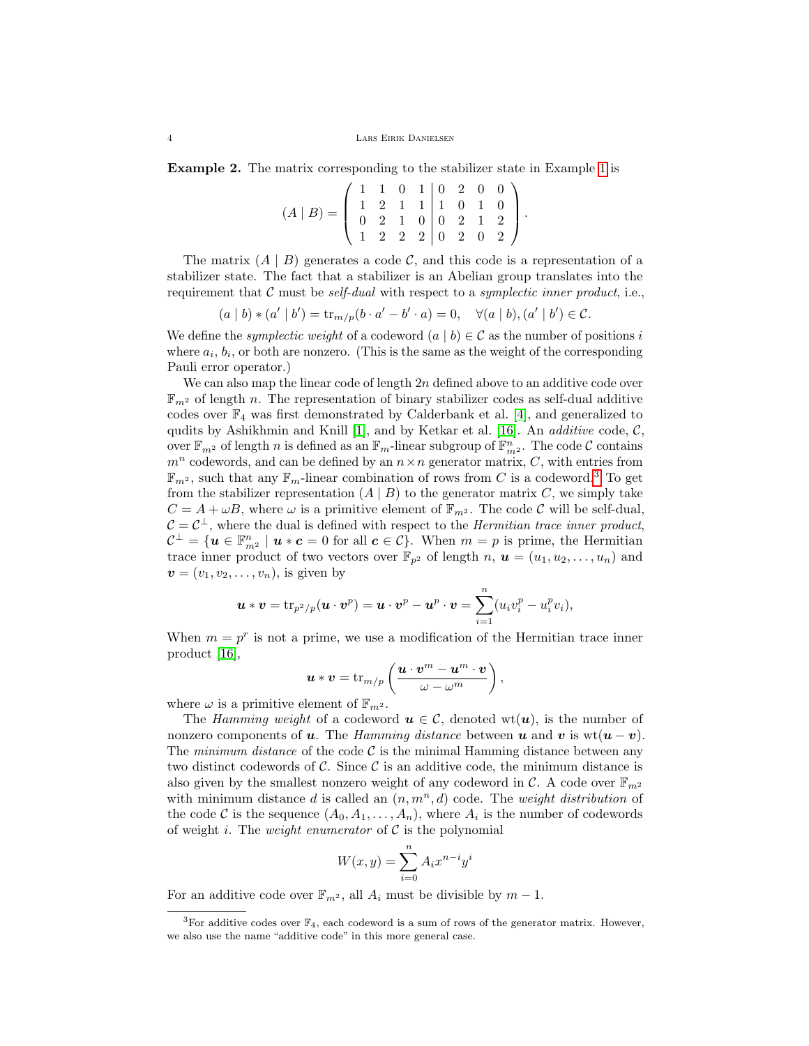**Example 2.** The matrix corresponding to the stabilizer state in Example 1 is

$$(A \mid B) = \left(\begin{array}{cccc|cccc} 1 & 1 & 0 & 1 & 0 & 2 & 0 & 0 \\ 1 & 2 & 1 & 1 & 1 & 0 & 1 & 0 \\ 0 & 2 & 1 & 0 & 0 & 2 & 1 & 2 \\ 1 & 2 & 2 & 2 & 0 & 2 & 0 & 2 \end{array}\right).$$

The matrix $(A \mid B)$ generates a code $\mathcal{C}$, and this code is a representation of a stabilizer state. The fact that a stabilizer is an Abelian group translates into the requirement that $\mathcal{C}$ must be *self-dual* with respect to a *symplectic inner product*, i.e.,

$$(a \mid b) * (a' \mid b') = \operatorname{tr}_{m/p}(b \cdot a' - b' \cdot a) = 0, \quad \forall (a \mid b), (a' \mid b') \in \mathcal{C}.$$

We define the *symplectic weight* of a codeword $(a \mid b) \in \mathcal{C}$ as the number of positions $i$ where $a_i$, $b_i$, or both are nonzero. (This is the same as the weight of the corresponding Pauli error operator.)

We can also map the linear code of length $2n$ defined above to an additive code over $\mathbb{F}_{m^2}$ of length $n$. The representation of binary stabilizer codes as self-dual additive codes over $\mathbb{F}_4$ was first demonstrated by Calderbank et al. [4], and generalized to qudits by Ashikhmin and Knill [1], and by Ketkar et al. [16]. An *additive* code, $\mathcal{C}$, over $\mathbb{F}_{m^2}$ of length $n$ is defined as an $\mathbb{F}_m$-linear subgroup of $\mathbb{F}_{m^2}^n$. The code $\mathcal{C}$ contains $m^n$ codewords, and can be defined by an $n \times n$ generator matrix, $C$, with entries from $\mathbb{F}_{m^2}$, such that any $\mathbb{F}_m$-linear combination of rows from $C$ is a codeword.[3] To get from the stabilizer representation $(A \mid B)$ to the generator matrix $C$, we simply take $C = A + \omega B$, where $\omega$ is a primitive element of $\mathbb{F}_{m^2}$. The code $\mathcal{C}$ will be self-dual, $\mathcal{C} = \mathcal{C}^\perp$, where the dual is defined with respect to the *Hermitian trace inner product*, $\mathcal{C}^\perp = \{\boldsymbol{u} \in \mathbb{F}_{m^2}^n \mid \boldsymbol{u} * \boldsymbol{c} = 0 \text{ for all } \boldsymbol{c} \in \mathcal{C}\}$. When $m = p$ is prime, the Hermitian trace inner product of two vectors over $\mathbb{F}_{p^2}$ of length $n$, $\boldsymbol{u} = (u_1, u_2, \ldots, u_n)$ and $\boldsymbol{v} = (v_1, v_2, \ldots, v_n)$, is given by

$$\boldsymbol{u} * \boldsymbol{v} = \operatorname{tr}_{p^2/p}(\boldsymbol{u} \cdot \boldsymbol{v}^p) = \boldsymbol{u} \cdot \boldsymbol{v}^p - \boldsymbol{u}^p \cdot \boldsymbol{v} = \sum_{i=1}^{n} (u_i v_i^p - u_i^p v_i),$$

When $m = p^r$ is not a prime, we use a modification of the Hermitian trace inner product [16],

$$\boldsymbol{u} * \boldsymbol{v} = \operatorname{tr}_{m/p}\left(\frac{\boldsymbol{u} \cdot \boldsymbol{v}^m - \boldsymbol{u}^m \cdot \boldsymbol{v}}{\omega - \omega^m}\right),$$

where $\omega$ is a primitive element of $\mathbb{F}_{m^2}$.

The *Hamming weight* of a codeword $\boldsymbol{u} \in \mathcal{C}$, denoted $\operatorname{wt}(\boldsymbol{u})$, is the number of nonzero components of $\boldsymbol{u}$. The *Hamming distance* between $\boldsymbol{u}$ and $\boldsymbol{v}$ is $\operatorname{wt}(\boldsymbol{u} - \boldsymbol{v})$. The *minimum distance* of the code $\mathcal{C}$ is the minimal Hamming distance between any two distinct codewords of $\mathcal{C}$. Since $\mathcal{C}$ is an additive code, the minimum distance is also given by the smallest nonzero weight of any codeword in $\mathcal{C}$. A code over $\mathbb{F}_{m^2}$ with minimum distance $d$ is called an $(n, m^n, d)$ code. The *weight distribution* of the code $\mathcal{C}$ is the sequence $(A_0, A_1, \ldots, A_n)$, where $A_i$ is the number of codewords of weight $i$. The *weight enumerator* of $\mathcal{C}$ is the polynomial

$$W(x, y) = \sum_{i=0}^{n} A_i x^{n-i} y^i$$

For an additive code over $\mathbb{F}_{m^2}$, all $A_i$ must be divisible by $m - 1$.

[3] For additive codes over $\mathbb{F}_4$, each codeword is a sum of rows of the generator matrix. However, we also use the name "additive code" in this more general case.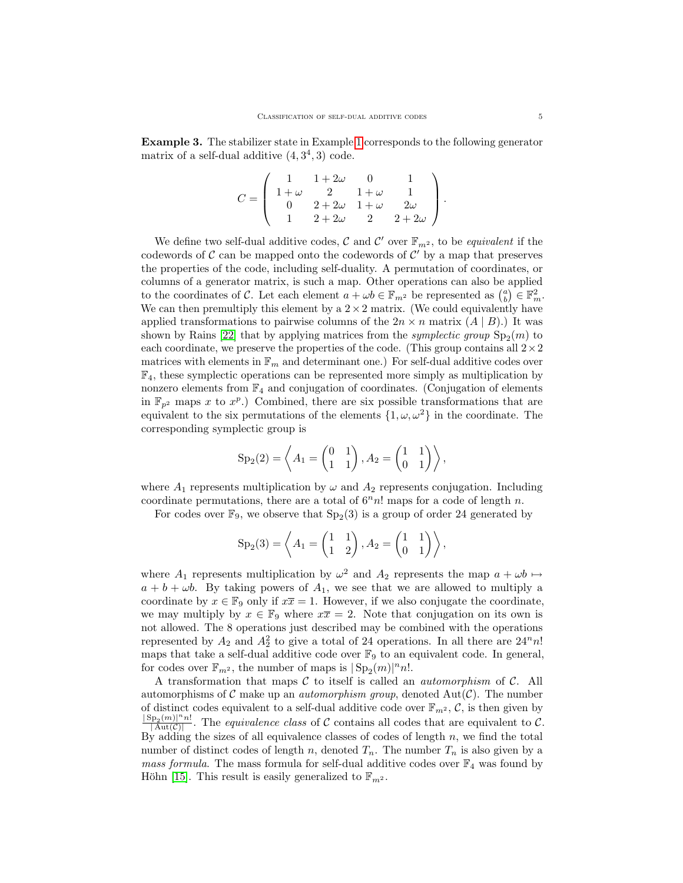**Example 3.** The stabilizer state in Example 1 corresponds to the following generator matrix of a self-dual additive $(4, 3^4, 3)$ code.

$$C = \begin{pmatrix} 1 & 1+2\omega & 0 & 1 \\ 1+\omega & 2 & 1+\omega & 1 \\ 0 & 2+2\omega & 1+\omega & 2\omega \\ 1 & 2+2\omega & 2 & 2+2\omega \end{pmatrix}.$$

We define two self-dual additive codes, $\mathcal{C}$ and $\mathcal{C}'$ over $\mathbb{F}_{m^2}$, to be *equivalent* if the codewords of $\mathcal{C}$ can be mapped onto the codewords of $\mathcal{C}'$ by a map that preserves the properties of the code, including self-duality. A permutation of coordinates, or columns of a generator matrix, is such a map. Other operations can also be applied to the coordinates of $\mathcal{C}$. Let each element $a + \omega b \in \mathbb{F}_{m^2}$ be represented as $\binom{a}{b} \in \mathbb{F}_m^2$. We can then premultiply this element by a $2 \times 2$ matrix. (We could equivalently have applied transformations to pairwise columns of the $2n \times n$ matrix $(A \mid B)$.) It was shown by Rains [22] that by applying matrices from the *symplectic group* $\mathrm{Sp}_2(m)$ to each coordinate, we preserve the properties of the code. (This group contains all $2 \times 2$ matrices with elements in $\mathbb{F}_m$ and determinant one.) For self-dual additive codes over $\mathbb{F}_4$, these symplectic operations can be represented more simply as multiplication by nonzero elements from $\mathbb{F}_4$ and conjugation of coordinates. (Conjugation of elements in $\mathbb{F}_{p^2}$ maps $x$ to $x^p$.) Combined, there are six possible transformations that are equivalent to the six permutations of the elements $\{1, \omega, \omega^2\}$ in the coordinate. The corresponding symplectic group is

$$\mathrm{Sp}_2(2) = \left\langle A_1 = \begin{pmatrix} 0 & 1 \\ 1 & 1 \end{pmatrix}, A_2 = \begin{pmatrix} 1 & 1 \\ 0 & 1 \end{pmatrix} \right\rangle,$$

where $A_1$ represents multiplication by $\omega$ and $A_2$ represents conjugation. Including coordinate permutations, there are a total of $6^n n!$ maps for a code of length $n$.

For codes over $\mathbb{F}_9$, we observe that $\mathrm{Sp}_2(3)$ is a group of order 24 generated by

$$\mathrm{Sp}_2(3) = \left\langle A_1 = \begin{pmatrix} 1 & 1 \\ 1 & 2 \end{pmatrix}, A_2 = \begin{pmatrix} 1 & 1 \\ 0 & 1 \end{pmatrix} \right\rangle,$$

where $A_1$ represents multiplication by $\omega^2$ and $A_2$ represents the map $a + \omega b \mapsto a + b + \omega b$. By taking powers of $A_1$, we see that we are allowed to multiply a coordinate by $x \in \mathbb{F}_9$ only if $x\overline{x} = 1$. However, if we also conjugate the coordinate, we may multiply by $x \in \mathbb{F}_9$ where $x\overline{x} = 2$. Note that conjugation on its own is not allowed. The 8 operations just described may be combined with the operations represented by $A_2$ and $A_2^2$ to give a total of 24 operations. In all there are $24^n n!$ maps that take a self-dual additive code over $\mathbb{F}_9$ to an equivalent code. In general, for codes over $\mathbb{F}_{m^2}$, the number of maps is $|\mathrm{Sp}_2(m)|^n n!$.

A transformation that maps $\mathcal{C}$ to itself is called an *automorphism* of $\mathcal{C}$. All automorphisms of $\mathcal{C}$ make up an *automorphism group*, denoted $\mathrm{Aut}(\mathcal{C})$. The number of distinct codes equivalent to a self-dual additive code over $\mathbb{F}_{m^2}$, $\mathcal{C}$, is then given by $\frac{|\mathrm{Sp}_2(m)|^n n!}{|\mathrm{Aut}(\mathcal{C})|}$. The *equivalence class* of $\mathcal{C}$ contains all codes that are equivalent to $\mathcal{C}$. By adding the sizes of all equivalence classes of codes of length $n$, we find the total number of distinct codes of length $n$, denoted $T_n$. The number $T_n$ is also given by a *mass formula*. The mass formula for self-dual additive codes over $\mathbb{F}_4$ was found by Höhn [15]. This result is easily generalized to $\mathbb{F}_{m^2}$.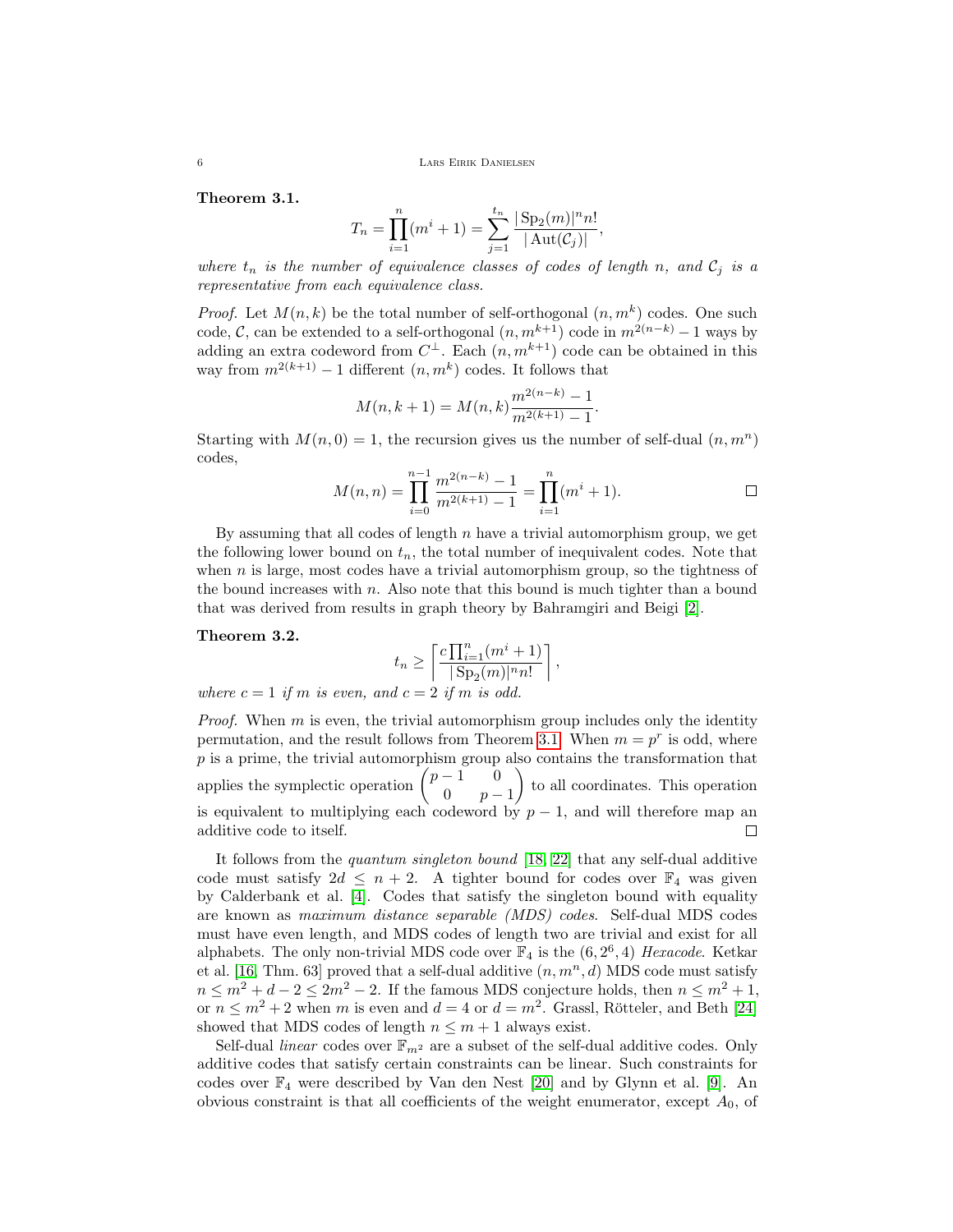**Theorem 3.1.**

$$T_n = \prod_{i=1}^{n}(m^i + 1) = \sum_{j=1}^{t_n} \frac{|\operatorname{Sp}_2(m)|^n n!}{|\operatorname{Aut}(\mathcal{C}_j)|},$$

*where $t_n$ is the number of equivalence classes of codes of length $n$, and $\mathcal{C}_j$ is a representative from each equivalence class.*

*Proof.* Let $M(n,k)$ be the total number of self-orthogonal $(n, m^k)$ codes. One such code, $\mathcal{C}$, can be extended to a self-orthogonal $(n, m^{k+1})$ code in $m^{2(n-k)} - 1$ ways by adding an extra codeword from $C^\perp$. Each $(n, m^{k+1})$ code can be obtained in this way from $m^{2(k+1)} - 1$ different $(n, m^k)$ codes. It follows that

$$M(n, k+1) = M(n,k)\frac{m^{2(n-k)} - 1}{m^{2(k+1)} - 1}.$$

Starting with $M(n, 0) = 1$, the recursion gives us the number of self-dual $(n, m^n)$ codes,

$$M(n,n) = \prod_{i=0}^{n-1} \frac{m^{2(n-k)} - 1}{m^{2(k+1)} - 1} = \prod_{i=1}^{n}(m^i + 1).$$ ∎

By assuming that all codes of length $n$ have a trivial automorphism group, we get the following lower bound on $t_n$, the total number of inequivalent codes. Note that when $n$ is large, most codes have a trivial automorphism group, so the tightness of the bound increases with $n$. Also note that this bound is much tighter than a bound that was derived from results in graph theory by Bahramgiri and Beigi [2].

**Theorem 3.2.**

$$t_n \geq \left\lceil \frac{c\prod_{i=1}^{n}(m^i + 1)}{|\operatorname{Sp}_2(m)|^n n!} \right\rceil,$$

*where $c = 1$ if $m$ is even, and $c = 2$ if $m$ is odd.*

*Proof.* When $m$ is even, the trivial automorphism group includes only the identity permutation, and the result follows from Theorem 3.1. When $m = p^r$ is odd, where $p$ is a prime, the trivial automorphism group also contains the transformation that applies the symplectic operation $\begin{pmatrix} p-1 & 0 \\ 0 & p-1 \end{pmatrix}$ to all coordinates. This operation is equivalent to multiplying each codeword by $p-1$, and will therefore map an additive code to itself. ∎

It follows from the *quantum singleton bound* [18, 22] that any self-dual additive code must satisfy $2d \leq n + 2$. A tighter bound for codes over $\mathbb{F}_4$ was given by Calderbank et al. [4]. Codes that satisfy the singleton bound with equality are known as *maximum distance separable (MDS) codes*. Self-dual MDS codes must have even length, and MDS codes of length two are trivial and exist for all alphabets. The only non-trivial MDS code over $\mathbb{F}_4$ is the $(6, 2^6, 4)$ *Hexacode*. Ketkar et al. [16, Thm. 63] proved that a self-dual additive $(n, m^n, d)$ MDS code must satisfy $n \leq m^2 + d - 2 \leq 2m^2 - 2$. If the famous MDS conjecture holds, then $n \leq m^2 + 1$, or $n \leq m^2 + 2$ when $m$ is even and $d = 4$ or $d = m^2$. Grassl, Rötteler, and Beth [24] showed that MDS codes of length $n \leq m + 1$ always exist.

Self-dual *linear* codes over $\mathbb{F}_{m^2}$ are a subset of the self-dual additive codes. Only additive codes that satisfy certain constraints can be linear. Such constraints for codes over $\mathbb{F}_4$ were described by Van den Nest [20] and by Glynn et al. [9]. An obvious constraint is that all coefficients of the weight enumerator, except $A_0$, of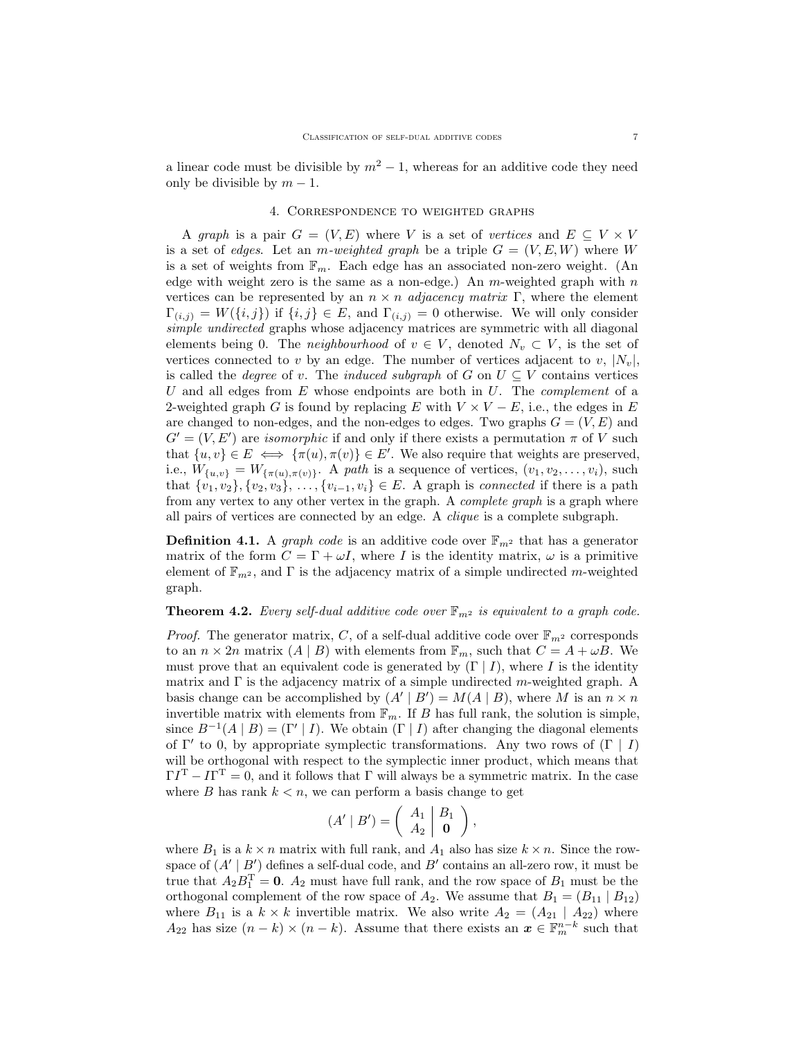a linear code must be divisible by $m^2 - 1$, whereas for an additive code they need only be divisible by $m - 1$.

## 4. Correspondence to weighted graphs

A *graph* is a pair $G = (V, E)$ where $V$ is a set of *vertices* and $E \subseteq V \times V$ is a set of *edges*. Let an *m-weighted graph* be a triple $G = (V, E, W)$ where $W$ is a set of weights from $\mathbb{F}_m$. Each edge has an associated non-zero weight. (An edge with weight zero is the same as a non-edge.) An $m$-weighted graph with $n$ vertices can be represented by an $n \times n$ *adjacency matrix* $\Gamma$, where the element $\Gamma_{(i,j)} = W(\{i, j\})$ if $\{i, j\} \in E$, and $\Gamma_{(i,j)} = 0$ otherwise. We will only consider *simple undirected* graphs whose adjacency matrices are symmetric with all diagonal elements being 0. The *neighbourhood* of $v \in V$, denoted $N_v \subset V$, is the set of vertices connected to $v$ by an edge. The number of vertices adjacent to $v$, $|N_v|$, is called the *degree* of $v$. The *induced subgraph* of $G$ on $U \subseteq V$ contains vertices $U$ and all edges from $E$ whose endpoints are both in $U$. The *complement* of a 2-weighted graph $G$ is found by replacing $E$ with $V \times V - E$, i.e., the edges in $E$ are changed to non-edges, and the non-edges to edges. Two graphs $G = (V, E)$ and $G' = (V, E')$ are *isomorphic* if and only if there exists a permutation $\pi$ of $V$ such that $\{u, v\} \in E \iff \{\pi(u), \pi(v)\} \in E'$. We also require that weights are preserved, i.e., $W_{\{u,v\}} = W_{\{\pi(u),\pi(v)\}}$. A *path* is a sequence of vertices, $(v_1, v_2, \ldots, v_i)$, such that $\{v_1, v_2\}, \{v_2, v_3\}, \ldots, \{v_{i-1}, v_i\} \in E$. A graph is *connected* if there is a path from any vertex to any other vertex in the graph. A *complete graph* is a graph where all pairs of vertices are connected by an edge. A *clique* is a complete subgraph.

**Definition 4.1.** A *graph code* is an additive code over $\mathbb{F}_{m^2}$ that has a generator matrix of the form $C = \Gamma + \omega I$, where $I$ is the identity matrix, $\omega$ is a primitive element of $\mathbb{F}_{m^2}$, and $\Gamma$ is the adjacency matrix of a simple undirected $m$-weighted graph.

**Theorem 4.2.** *Every self-dual additive code over $\mathbb{F}_{m^2}$ is equivalent to a graph code.*

*Proof.* The generator matrix, $C$, of a self-dual additive code over $\mathbb{F}_{m^2}$ corresponds to an $n \times 2n$ matrix $(A \mid B)$ with elements from $\mathbb{F}_m$, such that $C = A + \omega B$. We must prove that an equivalent code is generated by $(\Gamma \mid I)$, where $I$ is the identity matrix and $\Gamma$ is the adjacency matrix of a simple undirected $m$-weighted graph. A basis change can be accomplished by $(A' \mid B') = M(A \mid B)$, where $M$ is an $n \times n$ invertible matrix with elements from $\mathbb{F}_m$. If $B$ has full rank, the solution is simple, since $B^{-1}(A \mid B) = (\Gamma' \mid I)$. We obtain $(\Gamma \mid I)$ after changing the diagonal elements of $\Gamma'$ to 0, by appropriate symplectic transformations. Any two rows of $(\Gamma \mid I)$ will be orthogonal with respect to the symplectic inner product, which means that $\Gamma I^{\mathrm{T}} - I \Gamma^{\mathrm{T}} = 0$, and it follows that $\Gamma$ will always be a symmetric matrix. In the case where $B$ has rank $k < n$, we can perform a basis change to get

$$(A' \mid B') = \left( \begin{array}{c|c} A_1 & B_1 \\ A_2 & \mathbf{0} \end{array} \right),$$

where $B_1$ is a $k \times n$ matrix with full rank, and $A_1$ also has size $k \times n$. Since the row-space of $(A' \mid B')$ defines a self-dual code, and $B'$ contains an all-zero row, it must be true that $A_2 B_1^{\mathrm{T}} = \mathbf{0}$. $A_2$ must have full rank, and the row space of $B_1$ must be the orthogonal complement of the row space of $A_2$. We assume that $B_1 = (B_{11} \mid B_{12})$ where $B_{11}$ is a $k \times k$ invertible matrix. We also write $A_2 = (A_{21} \mid A_{22})$ where $A_{22}$ has size $(n-k) \times (n-k)$. Assume that there exists an $\boldsymbol{x} \in \mathbb{F}_m^{n-k}$ such that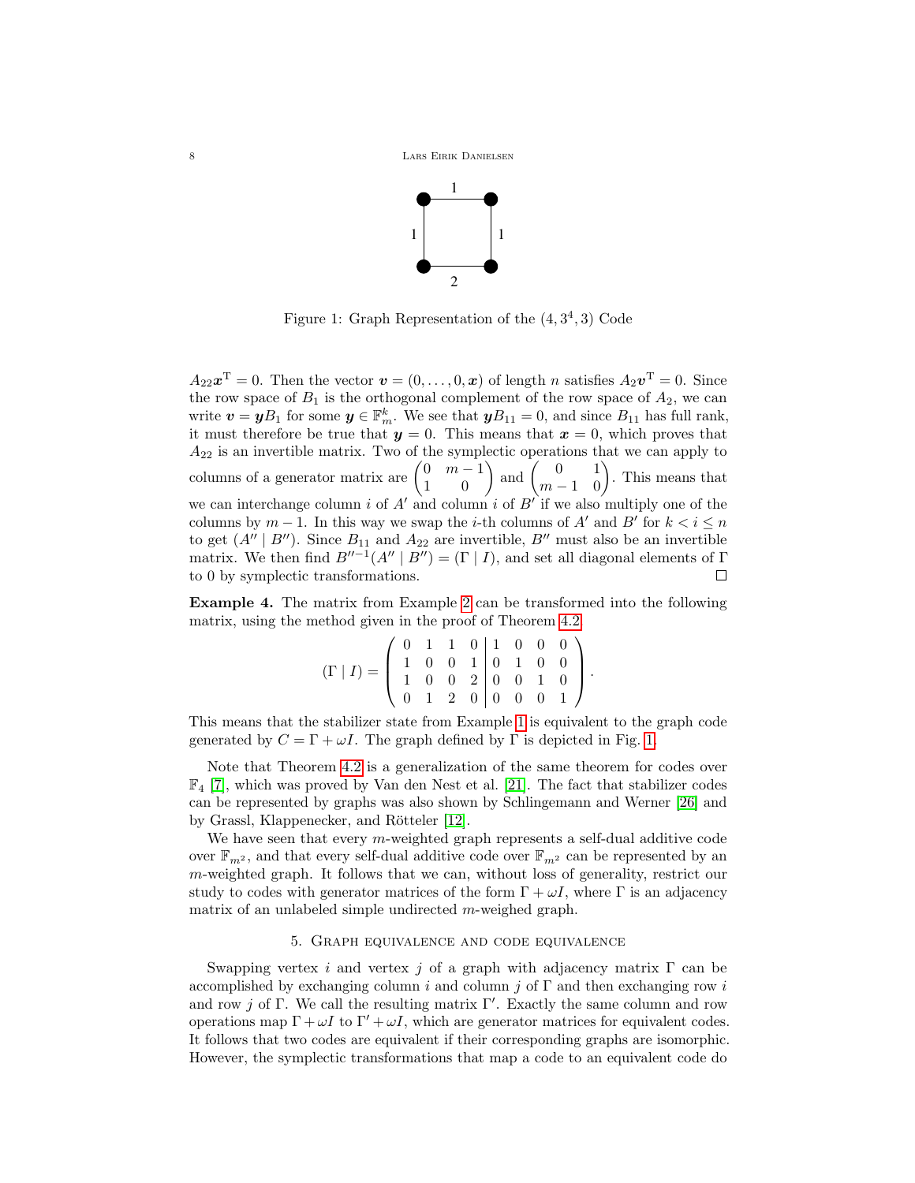Figure 1: Graph Representation of the $(4, 3^4, 3)$ Code

$A_{22}\boldsymbol{x}^{\mathrm{T}} = 0$. Then the vector $\boldsymbol{v} = (0, \ldots, 0, \boldsymbol{x})$ of length $n$ satisfies $A_2\boldsymbol{v}^{\mathrm{T}} = 0$. Since the row space of $B_1$ is the orthogonal complement of the row space of $A_2$, we can write $\boldsymbol{v} = \boldsymbol{y}B_1$ for some $\boldsymbol{y} \in \mathbb{F}_m^k$. We see that $\boldsymbol{y}B_{11} = 0$, and since $B_{11}$ has full rank, it must therefore be true that $\boldsymbol{y} = 0$. This means that $\boldsymbol{x} = 0$, which proves that $A_{22}$ is an invertible matrix. Two of the symplectic operations that we can apply to columns of a generator matrix are $\begin{pmatrix} 0 & m-1 \\ 1 & 0 \end{pmatrix}$ and $\begin{pmatrix} 0 & 1 \\ m-1 & 0 \end{pmatrix}$. This means that we can interchange column $i$ of $A'$ and column $i$ of $B'$ if we also multiply one of the columns by $m-1$. In this way we swap the $i$-th columns of $A'$ and $B'$ for $k < i \leq n$ to get $(A'' \mid B'')$. Since $B_{11}$ and $A_{22}$ are invertible, $B''$ must also be an invertible matrix. We then find $B''^{-1}(A'' \mid B'') = (\Gamma \mid I)$, and set all diagonal elements of $\Gamma$ to 0 by symplectic transformations. □

**Example 4.** The matrix from Example 2 can be transformed into the following matrix, using the method given in the proof of Theorem 4.2.

$$(\Gamma \mid I) = \left(\begin{array}{cccc|cccc} 0 & 1 & 1 & 0 & 1 & 0 & 0 & 0 \\ 1 & 0 & 0 & 1 & 0 & 1 & 0 & 0 \\ 1 & 0 & 0 & 2 & 0 & 0 & 1 & 0 \\ 0 & 1 & 2 & 0 & 0 & 0 & 0 & 1 \end{array}\right).$$

This means that the stabilizer state from Example 1 is equivalent to the graph code generated by $C = \Gamma + \omega I$. The graph defined by $\Gamma$ is depicted in Fig. 1.

Note that Theorem 4.2 is a generalization of the same theorem for codes over $\mathbb{F}_4$ [7], which was proved by Van den Nest et al. [21]. The fact that stabilizer codes can be represented by graphs was also shown by Schlingemann and Werner [26] and by Grassl, Klappenecker, and Rötteler [12].

We have seen that every $m$-weighted graph represents a self-dual additive code over $\mathbb{F}_{m^2}$, and that every self-dual additive code over $\mathbb{F}_{m^2}$ can be represented by an $m$-weighted graph. It follows that we can, without loss of generality, restrict our study to codes with generator matrices of the form $\Gamma + \omega I$, where $\Gamma$ is an adjacency matrix of an unlabeled simple undirected $m$-weighed graph.

## 5. Graph equivalence and code equivalence

Swapping vertex $i$ and vertex $j$ of a graph with adjacency matrix $\Gamma$ can be accomplished by exchanging column $i$ and column $j$ of $\Gamma$ and then exchanging row $i$ and row $j$ of $\Gamma$. We call the resulting matrix $\Gamma'$. Exactly the same column and row operations map $\Gamma + \omega I$ to $\Gamma' + \omega I$, which are generator matrices for equivalent codes. It follows that two codes are equivalent if their corresponding graphs are isomorphic. However, the symplectic transformations that map a code to an equivalent code do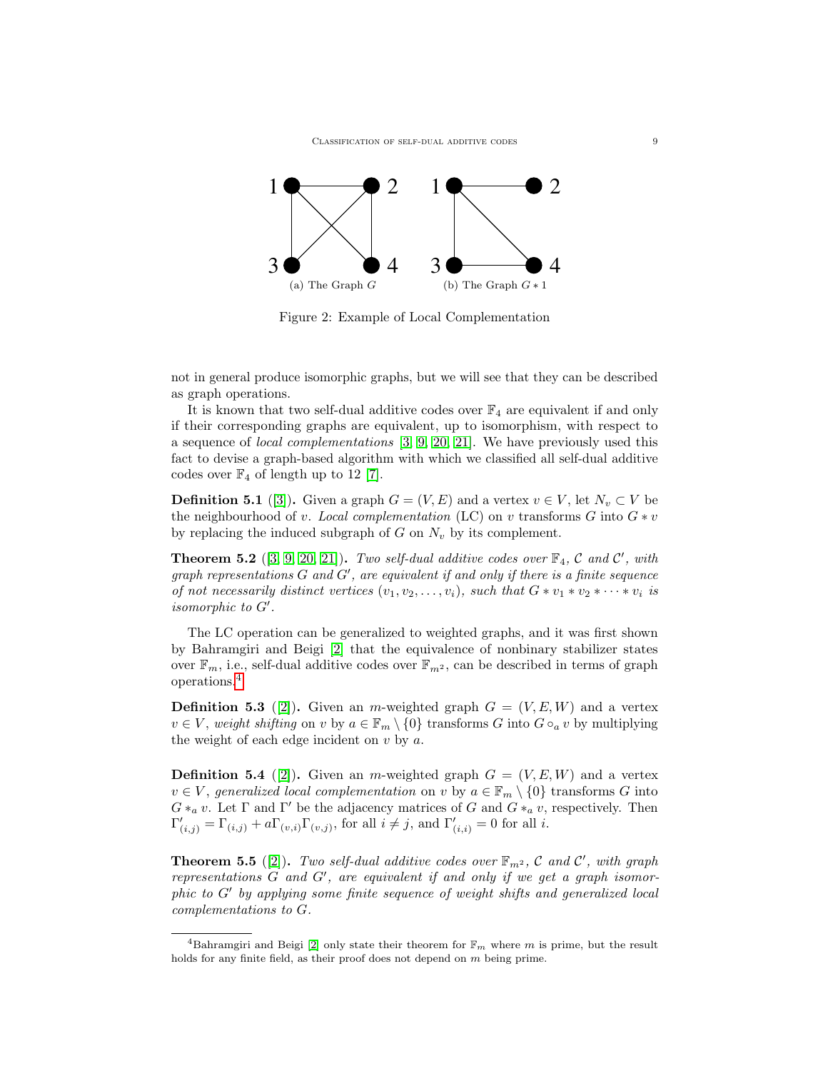(a) The Graph $G$

(b) The Graph $G * 1$

Figure 2: Example of Local Complementation

not in general produce isomorphic graphs, but we will see that they can be described as graph operations.

It is known that two self-dual additive codes over $\mathbb{F}_4$ are equivalent if and only if their corresponding graphs are equivalent, up to isomorphism, with respect to a sequence of *local complementations* [3, 9, 20, 21]. We have previously used this fact to devise a graph-based algorithm with which we classified all self-dual additive codes over $\mathbb{F}_4$ of length up to 12 [7].

**Definition 5.1** ([3]). Given a graph $G = (V, E)$ and a vertex $v \in V$, let $N_v \subset V$ be the neighbourhood of $v$. *Local complementation* (LC) on $v$ transforms $G$ into $G * v$ by replacing the induced subgraph of $G$ on $N_v$ by its complement.

**Theorem 5.2** ([3, 9, 20, 21]). *Two self-dual additive codes over $\mathbb{F}_4$, $\mathcal{C}$ and $\mathcal{C}'$, with graph representations $G$ and $G'$, are equivalent if and only if there is a finite sequence of not necessarily distinct vertices $(v_1, v_2, \ldots, v_i)$, such that $G * v_1 * v_2 * \cdots * v_i$ is isomorphic to $G'$.*

The LC operation can be generalized to weighted graphs, and it was first shown by Bahramgiri and Beigi [2] that the equivalence of nonbinary stabilizer states over $\mathbb{F}_m$, i.e., self-dual additive codes over $\mathbb{F}_{m^2}$, can be described in terms of graph operations.[4]

**Definition 5.3** ([2]). Given an $m$-weighted graph $G = (V, E, W)$ and a vertex $v \in V$, *weight shifting* on $v$ by $a \in \mathbb{F}_m \setminus \{0\}$ transforms $G$ into $G \circ_a v$ by multiplying the weight of each edge incident on $v$ by $a$.

**Definition 5.4** ([2]). Given an $m$-weighted graph $G = (V, E, W)$ and a vertex $v \in V$, *generalized local complementation* on $v$ by $a \in \mathbb{F}_m \setminus \{0\}$ transforms $G$ into $G *_a v$. Let $\Gamma$ and $\Gamma'$ be the adjacency matrices of $G$ and $G *_a v$, respectively. Then $\Gamma'_{(i,j)} = \Gamma_{(i,j)} + a\Gamma_{(v,i)}\Gamma_{(v,j)}$, for all $i \neq j$, and $\Gamma'_{(i,i)} = 0$ for all $i$.

**Theorem 5.5** ([2]). *Two self-dual additive codes over $\mathbb{F}_{m^2}$, $\mathcal{C}$ and $\mathcal{C}'$, with graph representations $G$ and $G'$, are equivalent if and only if we get a graph isomorphic to $G'$ by applying some finite sequence of weight shifts and generalized local complementations to $G$.*

[4] Bahramgiri and Beigi [2] only state their theorem for $\mathbb{F}_m$ where $m$ is prime, but the result holds for any finite field, as their proof does not depend on $m$ being prime.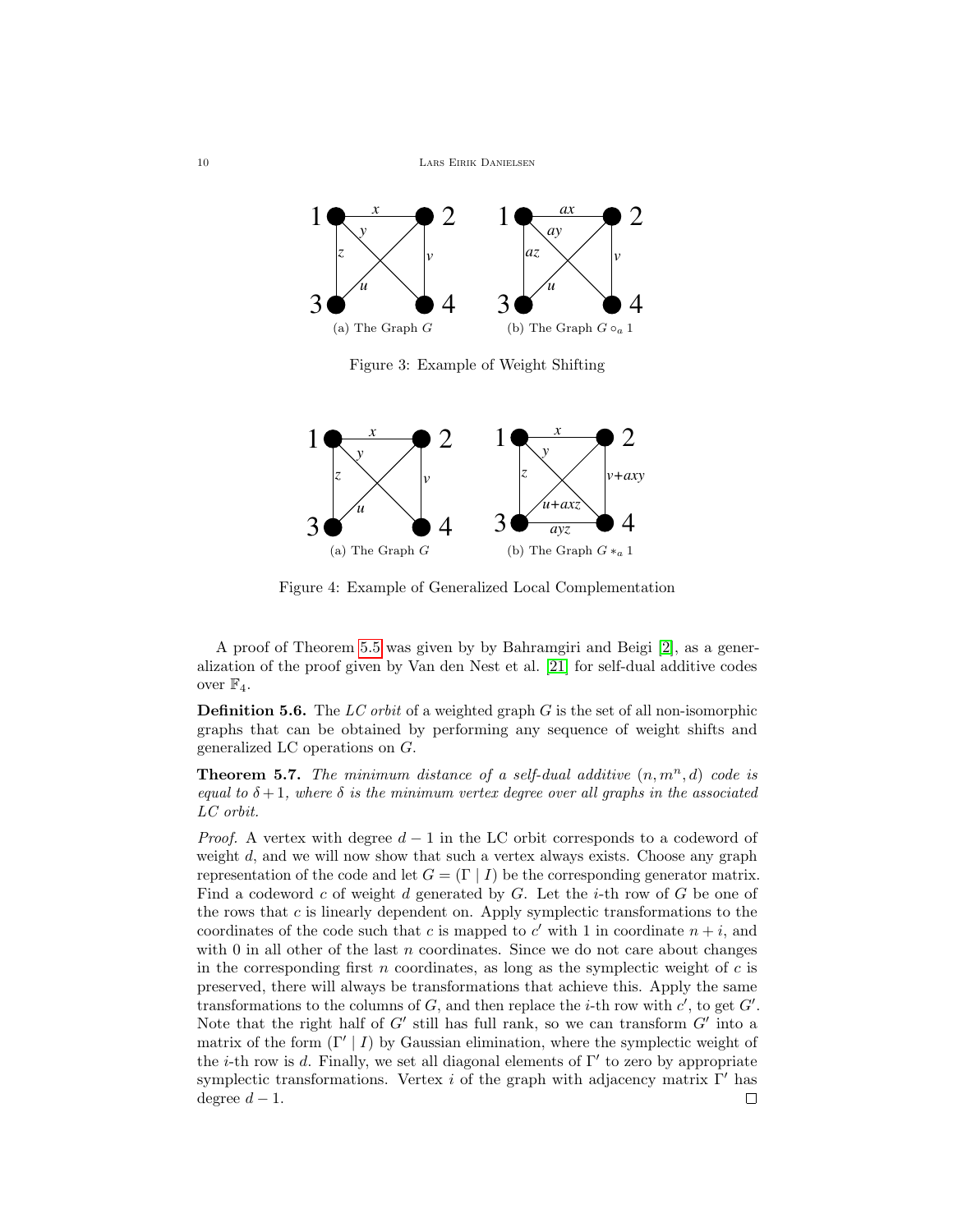(a) The Graph $G$ (b) The Graph $G \circ_a 1$

Figure 3: Example of Weight Shifting

(a) The Graph $G$ (b) The Graph $G *_a 1$

Figure 4: Example of Generalized Local Complementation

A proof of Theorem 5.5 was given by by Bahramgiri and Beigi [2], as a generalization of the proof given by Van den Nest et al. [21] for self-dual additive codes over $\mathbb{F}_4$.

**Definition 5.6.** The *LC orbit* of a weighted graph $G$ is the set of all non-isomorphic graphs that can be obtained by performing any sequence of weight shifts and generalized LC operations on $G$.

**Theorem 5.7.** *The minimum distance of a self-dual additive $(n, m^n, d)$ code is equal to $\delta+1$, where $\delta$ is the minimum vertex degree over all graphs in the associated LC orbit.*

*Proof.* A vertex with degree $d-1$ in the LC orbit corresponds to a codeword of weight $d$, and we will now show that such a vertex always exists. Choose any graph representation of the code and let $G = (\Gamma \mid I)$ be the corresponding generator matrix. Find a codeword $c$ of weight $d$ generated by $G$. Let the $i$-th row of $G$ be one of the rows that $c$ is linearly dependent on. Apply symplectic transformations to the coordinates of the code such that $c$ is mapped to $c'$ with 1 in coordinate $n+i$, and with 0 in all other of the last $n$ coordinates. Since we do not care about changes in the corresponding first $n$ coordinates, as long as the symplectic weight of $c$ is preserved, there will always be transformations that achieve this. Apply the same transformations to the columns of $G$, and then replace the $i$-th row with $c'$, to get $G'$. Note that the right half of $G'$ still has full rank, so we can transform $G'$ into a matrix of the form $(\Gamma' \mid I)$ by Gaussian elimination, where the symplectic weight of the $i$-th row is $d$. Finally, we set all diagonal elements of $\Gamma'$ to zero by appropriate symplectic transformations. Vertex $i$ of the graph with adjacency matrix $\Gamma'$ has degree $d-1$. □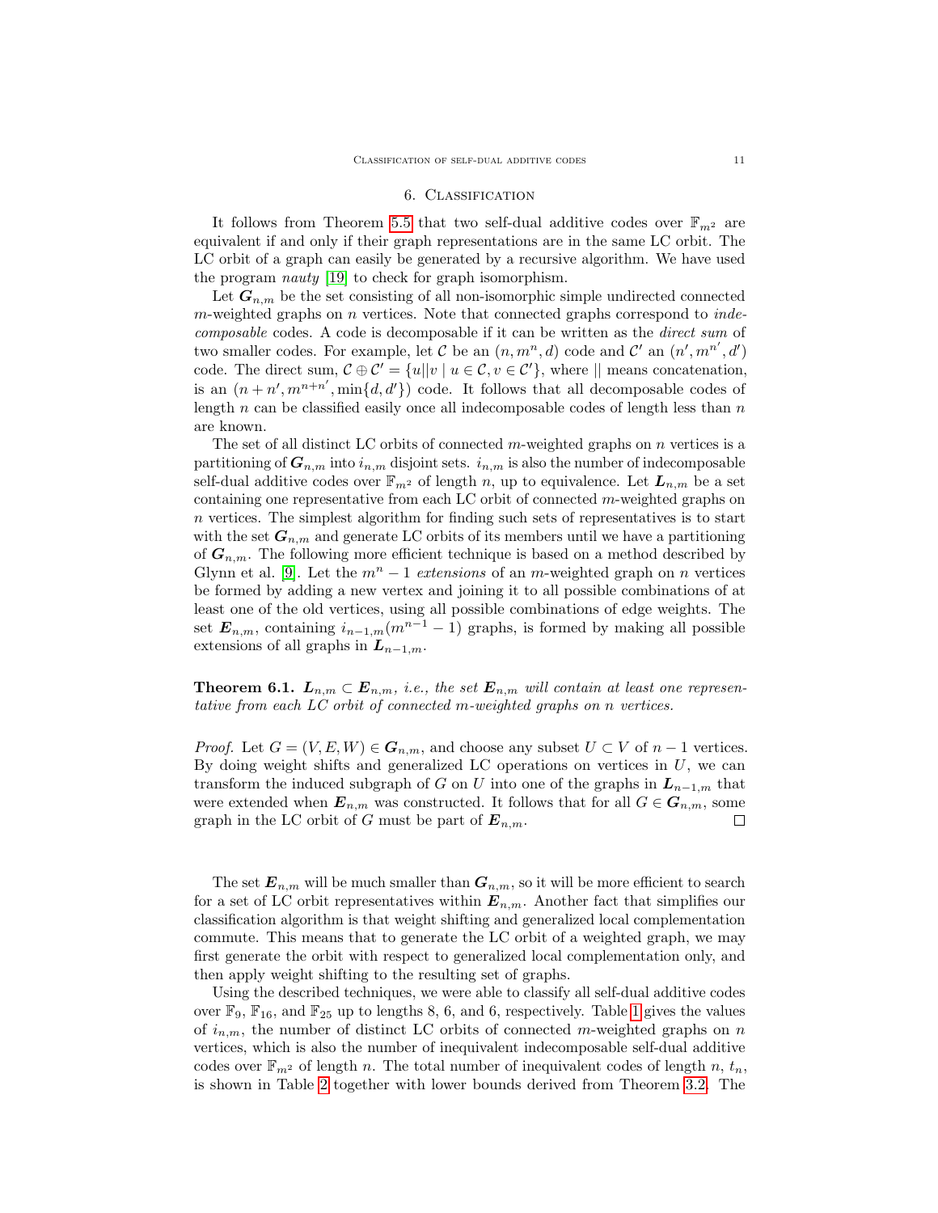## 6. Classification

It follows from Theorem 5.5 that two self-dual additive codes over $\mathbb{F}_{m^2}$ are equivalent if and only if their graph representations are in the same LC orbit. The LC orbit of a graph can easily be generated by a recursive algorithm. We have used the program *nauty* [19] to check for graph isomorphism.

Let $\boldsymbol{G}_{n,m}$ be the set consisting of all non-isomorphic simple undirected connected $m$-weighted graphs on $n$ vertices. Note that connected graphs correspond to *indecomposable* codes. A code is decomposable if it can be written as the *direct sum* of two smaller codes. For example, let $\mathcal{C}$ be an $(n, m^n, d)$ code and $\mathcal{C}'$ an $(n', m^{n'}, d')$ code. The direct sum, $\mathcal{C} \oplus \mathcal{C}' = \{u||v \mid u \in \mathcal{C}, v \in \mathcal{C}'\}$, where $||$ means concatenation, is an $(n+n', m^{n+n'}, \min\{d, d'\})$ code. It follows that all decomposable codes of length $n$ can be classified easily once all indecomposable codes of length less than $n$ are known.

The set of all distinct LC orbits of connected $m$-weighted graphs on $n$ vertices is a partitioning of $\boldsymbol{G}_{n,m}$ into $i_{n,m}$ disjoint sets. $i_{n,m}$ is also the number of indecomposable self-dual additive codes over $\mathbb{F}_{m^2}$ of length $n$, up to equivalence. Let $\boldsymbol{L}_{n,m}$ be a set containing one representative from each LC orbit of connected $m$-weighted graphs on $n$ vertices. The simplest algorithm for finding such sets of representatives is to start with the set $\boldsymbol{G}_{n,m}$ and generate LC orbits of its members until we have a partitioning of $\boldsymbol{G}_{n,m}$. The following more efficient technique is based on a method described by Glynn et al. [9]. Let the $m^n - 1$ *extensions* of an $m$-weighted graph on $n$ vertices be formed by adding a new vertex and joining it to all possible combinations of at least one of the old vertices, using all possible combinations of edge weights. The set $\boldsymbol{E}_{n,m}$, containing $i_{n-1,m}(m^{n-1} - 1)$ graphs, is formed by making all possible extensions of all graphs in $\boldsymbol{L}_{n-1,m}$.

**Theorem 6.1.** *$\boldsymbol{L}_{n,m} \subset \boldsymbol{E}_{n,m}$, i.e., the set $\boldsymbol{E}_{n,m}$ will contain at least one representative from each LC orbit of connected $m$-weighted graphs on $n$ vertices.*

*Proof.* Let $G = (V, E, W) \in \boldsymbol{G}_{n,m}$, and choose any subset $U \subset V$ of $n-1$ vertices. By doing weight shifts and generalized LC operations on vertices in $U$, we can transform the induced subgraph of $G$ on $U$ into one of the graphs in $\boldsymbol{L}_{n-1,m}$ that were extended when $\boldsymbol{E}_{n,m}$ was constructed. It follows that for all $G \in \boldsymbol{G}_{n,m}$, some graph in the LC orbit of $G$ must be part of $\boldsymbol{E}_{n,m}$. $\square$

The set $\boldsymbol{E}_{n,m}$ will be much smaller than $\boldsymbol{G}_{n,m}$, so it will be more efficient to search for a set of LC orbit representatives within $\boldsymbol{E}_{n,m}$. Another fact that simplifies our classification algorithm is that weight shifting and generalized local complementation commute. This means that to generate the LC orbit of a weighted graph, we may first generate the orbit with respect to generalized local complementation only, and then apply weight shifting to the resulting set of graphs.

Using the described techniques, we were able to classify all self-dual additive codes over $\mathbb{F}_9$, $\mathbb{F}_{16}$, and $\mathbb{F}_{25}$ up to lengths 8, 6, and 6, respectively. Table 1 gives the values of $i_{n,m}$, the number of distinct LC orbits of connected $m$-weighted graphs on $n$ vertices, which is also the number of inequivalent indecomposable self-dual additive codes over $\mathbb{F}_{m^2}$ of length $n$. The total number of inequivalent codes of length $n$, $t_n$, is shown in Table 2 together with lower bounds derived from Theorem 3.2. The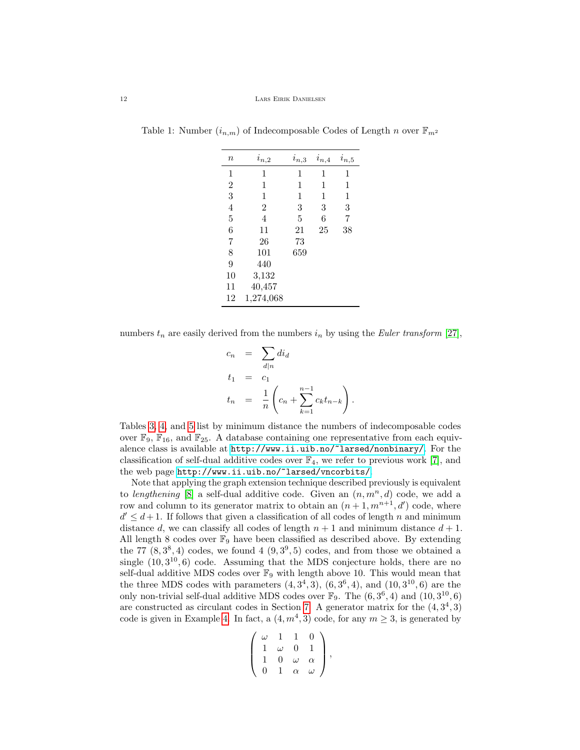Table 1: Number ($i_{n,m}$) of Indecomposable Codes of Length $n$ over $\mathbb{F}_{m^2}$

| $n$ | $i_{n,2}$ | $i_{n,3}$ | $i_{n,4}$ | $i_{n,5}$ |
|---|---|---|---|---|
| 1 | 1 | 1 | 1 | 1 |
| 2 | 1 | 1 | 1 | 1 |
| 3 | 1 | 1 | 1 | 1 |
| 4 | 2 | 3 | 3 | 3 |
| 5 | 4 | 5 | 6 | 7 |
| 6 | 11 | 21 | 25 | 38 |
| 7 | 26 | 73 | | |
| 8 | 101 | 659 | | |
| 9 | 440 | | | |
| 10 | 3,132 | | | |
| 11 | 40,457 | | | |
| 12 | 1,274,068 | | | |

numbers $t_n$ are easily derived from the numbers $i_n$ by using the *Euler transform* [27],

$$\begin{aligned} c_n &= \sum_{d|n} d i_d \\ t_1 &= c_1 \\ t_n &= \frac{1}{n}\left(c_n + \sum_{k=1}^{n-1} c_k t_{n-k}\right). \end{aligned}$$

Tables 3, 4, and 5 list by minimum distance the numbers of indecomposable codes over $\mathbb{F}_9$, $\mathbb{F}_{16}$, and $\mathbb{F}_{25}$. A database containing one representative from each equivalence class is available at http://www.ii.uib.no/~larsed/nonbinary/. For the classification of self-dual additive codes over $\mathbb{F}_4$, we refer to previous work [7], and the web page http://www.ii.uib.no/~larsed/vncorbits/.

Note that applying the graph extension technique described previously is equivalent to *lengthening* [8] a self-dual additive code. Given an $(n, m^n, d)$ code, we add a row and column to its generator matrix to obtain an $(n+1, m^{n+1}, d')$ code, where $d' \leq d+1$. If follows that given a classification of all codes of length $n$ and minimum distance $d$, we can classify all codes of length $n+1$ and minimum distance $d+1$. All length 8 codes over $\mathbb{F}_9$ have been classified as described above. By extending the 77 $(8, 3^8, 4)$ codes, we found 4 $(9, 3^9, 5)$ codes, and from those we obtained a single $(10, 3^{10}, 6)$ code. Assuming that the MDS conjecture holds, there are no self-dual additive MDS codes over $\mathbb{F}_9$ with length above 10. This would mean that the three MDS codes with parameters $(4, 3^4, 3)$, $(6, 3^6, 4)$, and $(10, 3^{10}, 6)$ are the only non-trivial self-dual additive MDS codes over $\mathbb{F}_9$. The $(6, 3^6, 4)$ and $(10, 3^{10}, 6)$ are constructed as circulant codes in Section 7. A generator matrix for the $(4, 3^4, 3)$ code is given in Example 4. In fact, a $(4, m^4, 3)$ code, for any $m \geq 3$, is generated by

$$\begin{pmatrix} \omega & 1 & 1 & 0 \\ 1 & \omega & 0 & 1 \\ 1 & 0 & \omega & \alpha \\ 0 & 1 & \alpha & \omega \end{pmatrix},$$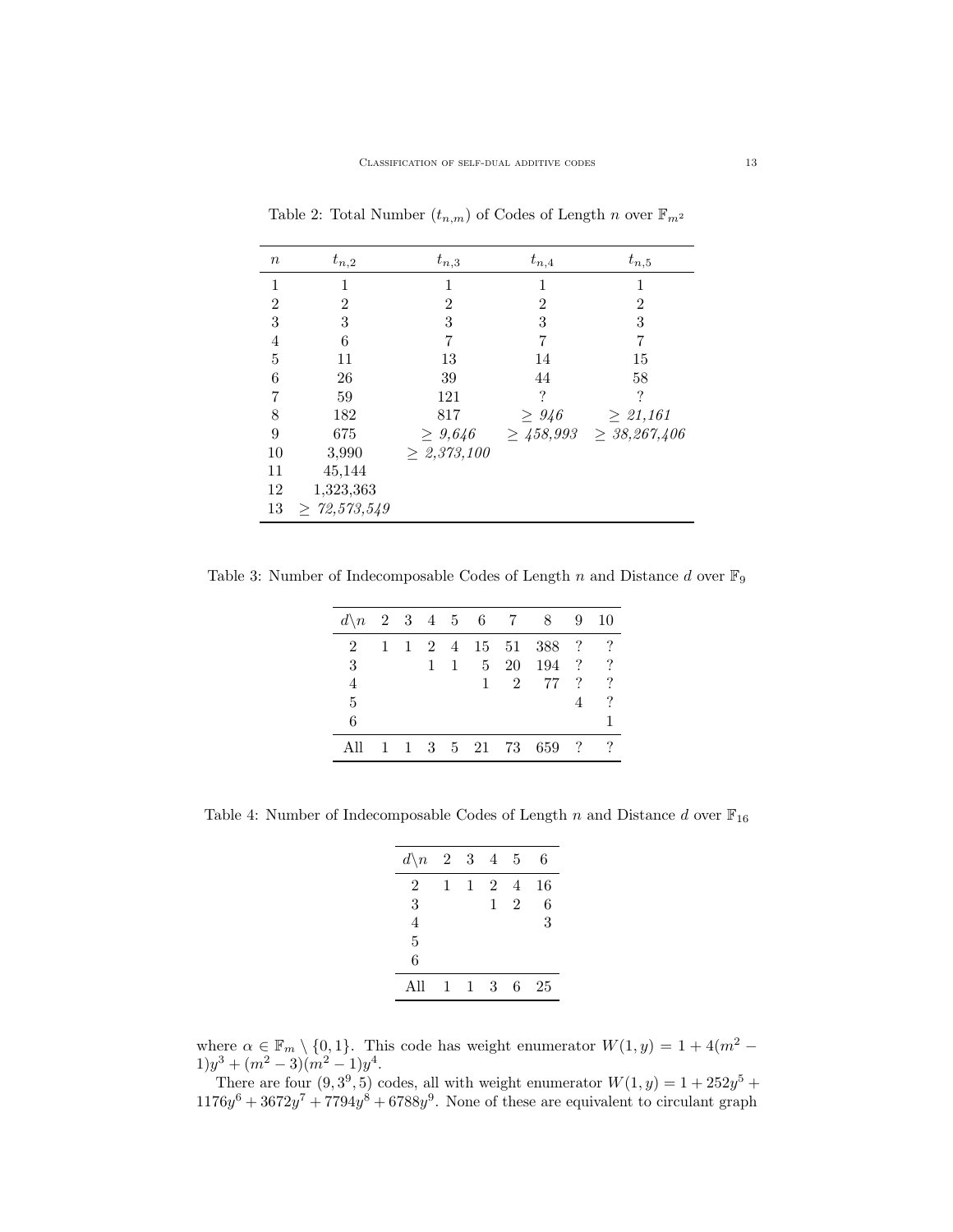Table 2: Total Number ($t_{n,m}$) of Codes of Length $n$ over $\mathbb{F}_{m^2}$

| $n$ | $t_{n,2}$ | $t_{n,3}$ | $t_{n,4}$ | $t_{n,5}$ |
|---|---|---|---|---|
| 1 | 1 | 1 | 1 | 1 |
| 2 | 2 | 2 | 2 | 2 |
| 3 | 3 | 3 | 3 | 3 |
| 4 | 6 | 7 | 7 | 7 |
| 5 | 11 | 13 | 14 | 15 |
| 6 | 26 | 39 | 44 | 58 |
| 7 | 59 | 121 | ? | ? |
| 8 | 182 | 817 | *≥ 946* | *≥ 21,161* |
| 9 | 675 | *≥ 9,646* | *≥ 458,993* | *≥ 38,267,406* |
| 10 | 3,990 | *≥ 2,373,100* | | |
| 11 | 45,144 | | | |
| 12 | 1,323,363 | | | |
| 13 | *≥ 72,573,549* | | | |

Table 3: Number of Indecomposable Codes of Length $n$ and Distance $d$ over $\mathbb{F}_9$

| $d \backslash n$ | 2 | 3 | 4 | 5 | 6 | 7 | 8 | 9 | 10 |
|---|---|---|---|---|---|---|---|---|---|
| 2 | 1 | 1 | 2 | 4 | 15 | 51 | 388 | ? | ? |
| 3 | | | 1 | 1 | 5 | 20 | 194 | ? | ? |
| 4 | | | | | 1 | 2 | 77 | ? | ? |
| 5 | | | | | | | | 4 | ? |
| 6 | | | | | | | | | 1 |
| All | 1 | 1 | 3 | 5 | 21 | 73 | 659 | ? | ? |

Table 4: Number of Indecomposable Codes of Length $n$ and Distance $d$ over $\mathbb{F}_{16}$

| $d \backslash n$ | 2 | 3 | 4 | 5 | 6 |
|---|---|---|---|---|---|
| 2 | 1 | 1 | 2 | 4 | 16 |
| 3 | | | 1 | 2 | 6 |
| 4 | | | | | 3 |
| 5 | | | | | |
| 6 | | | | | |
| All | 1 | 1 | 3 | 6 | 25 |

where $\alpha \in \mathbb{F}_m \setminus \{0,1\}$. This code has weight enumerator $W(1,y) = 1 + 4(m^2 - 1)y^3 + (m^2 - 3)(m^2 - 1)y^4$.

There are four $(9, 3^9, 5)$ codes, all with weight enumerator $W(1,y) = 1 + 252y^5 + 1176y^6 + 3672y^7 + 7794y^8 + 6788y^9$. None of these are equivalent to circulant graph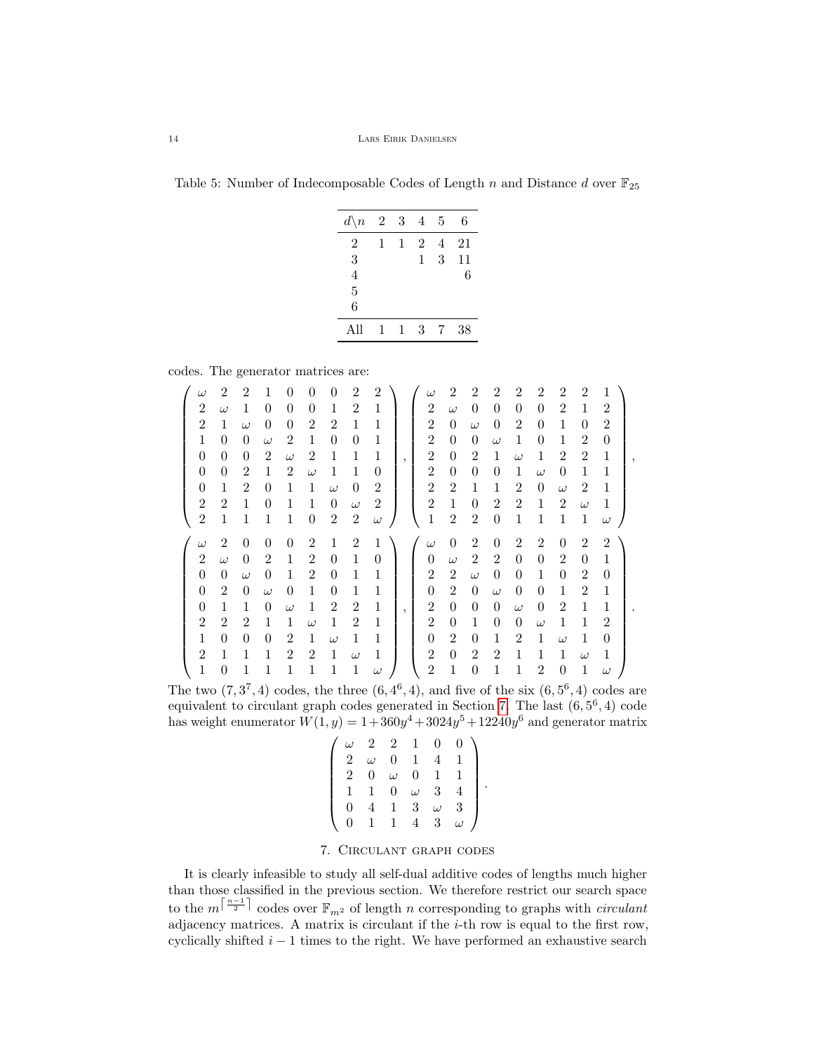Table 5: Number of Indecomposable Codes of Length $n$ and Distance $d$ over $\mathbb{F}_{25}$

| $d\backslash n$ | 2 | 3 | 4 | 5 | 6 |
|---|---|---|---|---|---|
| 2 | 1 | 1 | 2 | 4 | 21 |
| 3 | | | 1 | 3 | 11 |
| 4 | | | | | 6 |
| 5 | | | | | |
| 6 | | | | | |
| All | 1 | 1 | 3 | 7 | 38 |

codes. The generator matrices are:

$$\begin{pmatrix} \omega & 2 & 2 & 1 & 0 & 0 & 0 & 2 & 2 \\ 2 & \omega & 1 & 0 & 0 & 0 & 1 & 2 & 1 \\ 2 & 1 & \omega & 0 & 0 & 2 & 2 & 1 & 1 \\ 1 & 0 & 0 & \omega & 2 & 1 & 0 & 0 & 1 \\ 0 & 0 & 0 & 2 & \omega & 2 & 1 & 1 & 1 \\ 0 & 0 & 2 & 1 & 2 & \omega & 1 & 1 & 0 \\ 0 & 1 & 2 & 0 & 1 & 1 & \omega & 0 & 2 \\ 2 & 2 & 1 & 0 & 1 & 1 & 0 & \omega & 2 \\ 2 & 1 & 1 & 1 & 1 & 0 & 2 & 2 & \omega \end{pmatrix}, \begin{pmatrix} \omega & 2 & 2 & 2 & 2 & 2 & 2 & 2 & 1 \\ 2 & \omega & 0 & 0 & 0 & 0 & 2 & 1 & 2 \\ 2 & 0 & \omega & 0 & 2 & 0 & 1 & 0 & 2 \\ 2 & 0 & 0 & \omega & 1 & 0 & 1 & 2 & 0 \\ 2 & 0 & 2 & 1 & \omega & 1 & 2 & 2 & 1 \\ 2 & 0 & 0 & 0 & 1 & \omega & 0 & 1 & 1 \\ 2 & 2 & 1 & 1 & 2 & 0 & \omega & 2 & 1 \\ 2 & 1 & 0 & 2 & 2 & 1 & 2 & \omega & 1 \\ 1 & 2 & 2 & 0 & 1 & 1 & 1 & 1 & \omega \end{pmatrix},$$

$$\begin{pmatrix} \omega & 2 & 0 & 0 & 0 & 2 & 1 & 2 & 1 \\ 2 & \omega & 0 & 2 & 1 & 2 & 0 & 1 & 0 \\ 0 & 0 & \omega & 0 & 1 & 2 & 0 & 1 & 1 \\ 0 & 2 & 0 & \omega & 0 & 1 & 0 & 1 & 1 \\ 0 & 1 & 1 & 0 & \omega & 1 & 2 & 2 & 1 \\ 2 & 2 & 2 & 1 & 1 & \omega & 1 & 2 & 1 \\ 1 & 0 & 0 & 0 & 2 & 1 & \omega & 1 & 1 \\ 2 & 1 & 1 & 1 & 2 & 2 & 1 & \omega & 1 \\ 1 & 0 & 1 & 1 & 1 & 1 & 1 & 1 & \omega \end{pmatrix}, \begin{pmatrix} \omega & 0 & 2 & 0 & 2 & 2 & 0 & 2 & 2 \\ 0 & \omega & 2 & 2 & 0 & 0 & 2 & 0 & 1 \\ 2 & 2 & \omega & 0 & 0 & 1 & 0 & 2 & 0 \\ 0 & 2 & 0 & \omega & 0 & 0 & 1 & 2 & 1 \\ 2 & 0 & 0 & 0 & \omega & 0 & 2 & 1 & 1 \\ 2 & 0 & 1 & 0 & 0 & \omega & 1 & 1 & 2 \\ 0 & 2 & 0 & 1 & 2 & 1 & \omega & 1 & 0 \\ 2 & 0 & 2 & 2 & 1 & 1 & 1 & \omega & 1 \\ 2 & 1 & 0 & 1 & 1 & 2 & 0 & 1 & \omega \end{pmatrix}.$$

The two $(7, 3^7, 4)$ codes, the three $(6, 4^6, 4)$, and five of the six $(6, 5^6, 4)$ codes are equivalent to circulant graph codes generated in Section 7. The last $(6, 5^6, 4)$ code has weight enumerator $W(1, y) = 1 + 360y^4 + 3024y^5 + 12240y^6$ and generator matrix

$$\begin{pmatrix} \omega & 2 & 2 & 1 & 0 & 0 \\ 2 & \omega & 0 & 1 & 4 & 1 \\ 2 & 0 & \omega & 0 & 1 & 1 \\ 1 & 1 & 0 & \omega & 3 & 4 \\ 0 & 4 & 1 & 3 & \omega & 3 \\ 0 & 1 & 1 & 4 & 3 & \omega \end{pmatrix}.$$

## 7. Circulant graph codes

It is clearly infeasible to study all self-dual additive codes of lengths much higher than those classified in the previous section. We therefore restrict our search space to the $m^{\lceil \frac{n-1}{2} \rceil}$ codes over $\mathbb{F}_{m^2}$ of length $n$ corresponding to graphs with *circulant* adjacency matrices. A matrix is circulant if the $i$-th row is equal to the first row, cyclically shifted $i-1$ times to the right. We have performed an exhaustive search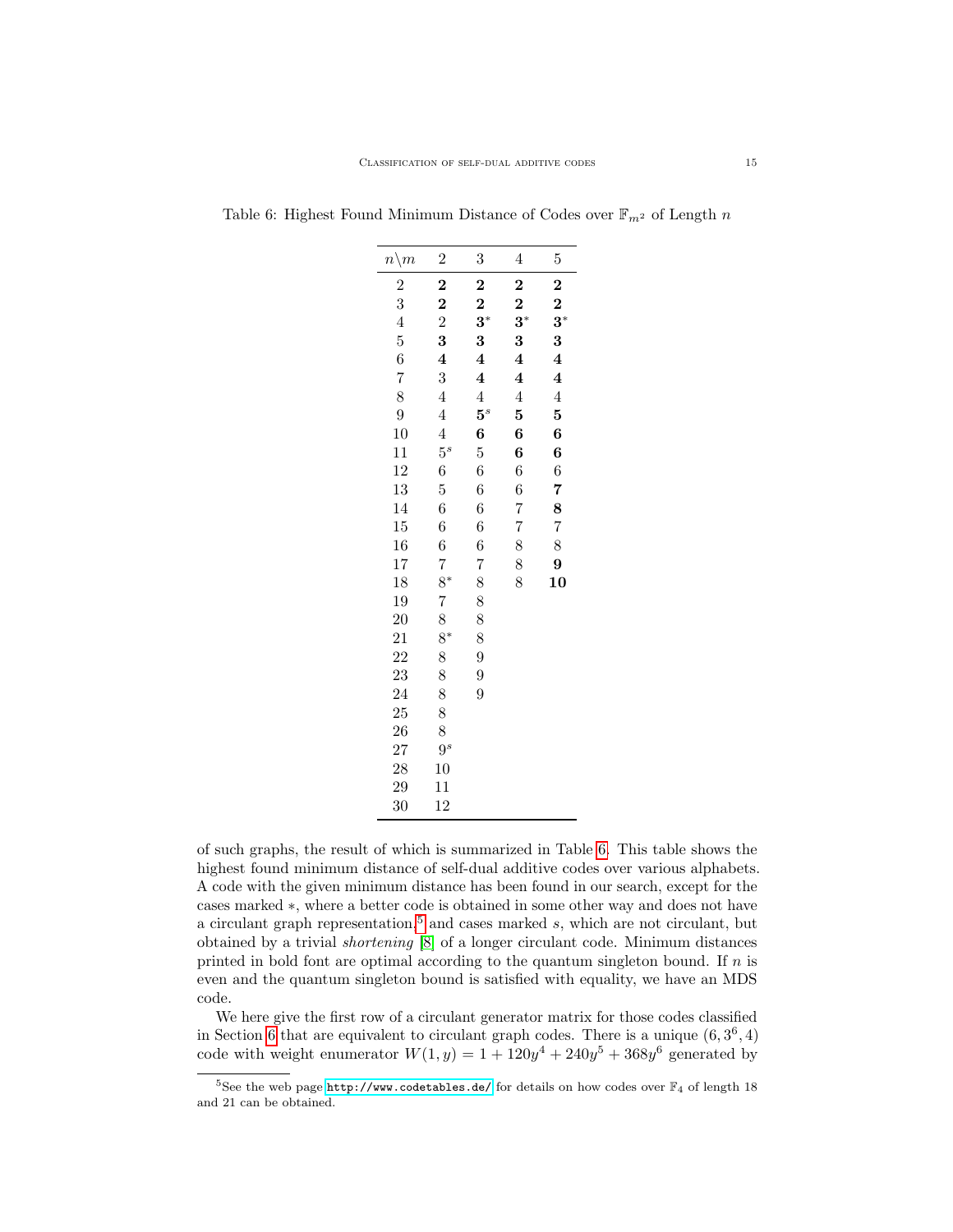Table 6: Highest Found Minimum Distance of Codes over $\mathbb{F}_{m^2}$ of Length $n$

| $n \backslash m$ | 2 | 3 | 4 | 5 |
|---|---|---|---|---|
| 2 | **2** | **2** | **2** | **2** |
| 3 | **2** | **2** | **2** | **2** |
| 4 | 2 | $\mathbf{3}^*$ | $\mathbf{3}^*$ | $\mathbf{3}^*$ |
| 5 | **3** | **3** | **3** | **3** |
| 6 | **4** | **4** | **4** | **4** |
| 7 | 3 | **4** | **4** | **4** |
| 8 | 4 | 4 | 4 | 4 |
| 9 | 4 | $\mathbf{5}^s$ | **5** | **5** |
| 10 | 4 | **6** | **6** | **6** |
| 11 | $5^s$ | 5 | **6** | **6** |
| 12 | 6 | 6 | 6 | 6 |
| 13 | 5 | 6 | 6 | **7** |
| 14 | 6 | 6 | 7 | **8** |
| 15 | 6 | 6 | 7 | 7 |
| 16 | 6 | 6 | 8 | 8 |
| 17 | 7 | 7 | 8 | **9** |
| 18 | $8^*$ | 8 | 8 | **10** |
| 19 | 7 | 8 | | |
| 20 | 8 | 8 | | |
| 21 | $8^*$ | 8 | | |
| 22 | 8 | 9 | | |
| 23 | 8 | 9 | | |
| 24 | 8 | 9 | | |
| 25 | 8 | | | |
| 26 | 8 | | | |
| 27 | $9^s$ | | | |
| 28 | 10 | | | |
| 29 | 11 | | | |
| 30 | 12 | | | |

of such graphs, the result of which is summarized in Table 6. This table shows the highest found minimum distance of self-dual additive codes over various alphabets. A code with the given minimum distance has been found in our search, except for the cases marked $*$, where a better code is obtained in some other way and does not have a circulant graph representation,[5] and cases marked $s$, which are not circulant, but obtained by a trivial *shortening* [8] of a longer circulant code. Minimum distances printed in bold font are optimal according to the quantum singleton bound. If $n$ is even and the quantum singleton bound is satisfied with equality, we have an MDS code.

We here give the first row of a circulant generator matrix for those codes classified in Section 6 that are equivalent to circulant graph codes. There is a unique $(6, 3^6, 4)$ code with weight enumerator $W(1, y) = 1 + 120y^4 + 240y^5 + 368y^6$ generated by

[5] See the web page http://www.codetables.de/ for details on how codes over $\mathbb{F}_4$ of length 18 and 21 can be obtained.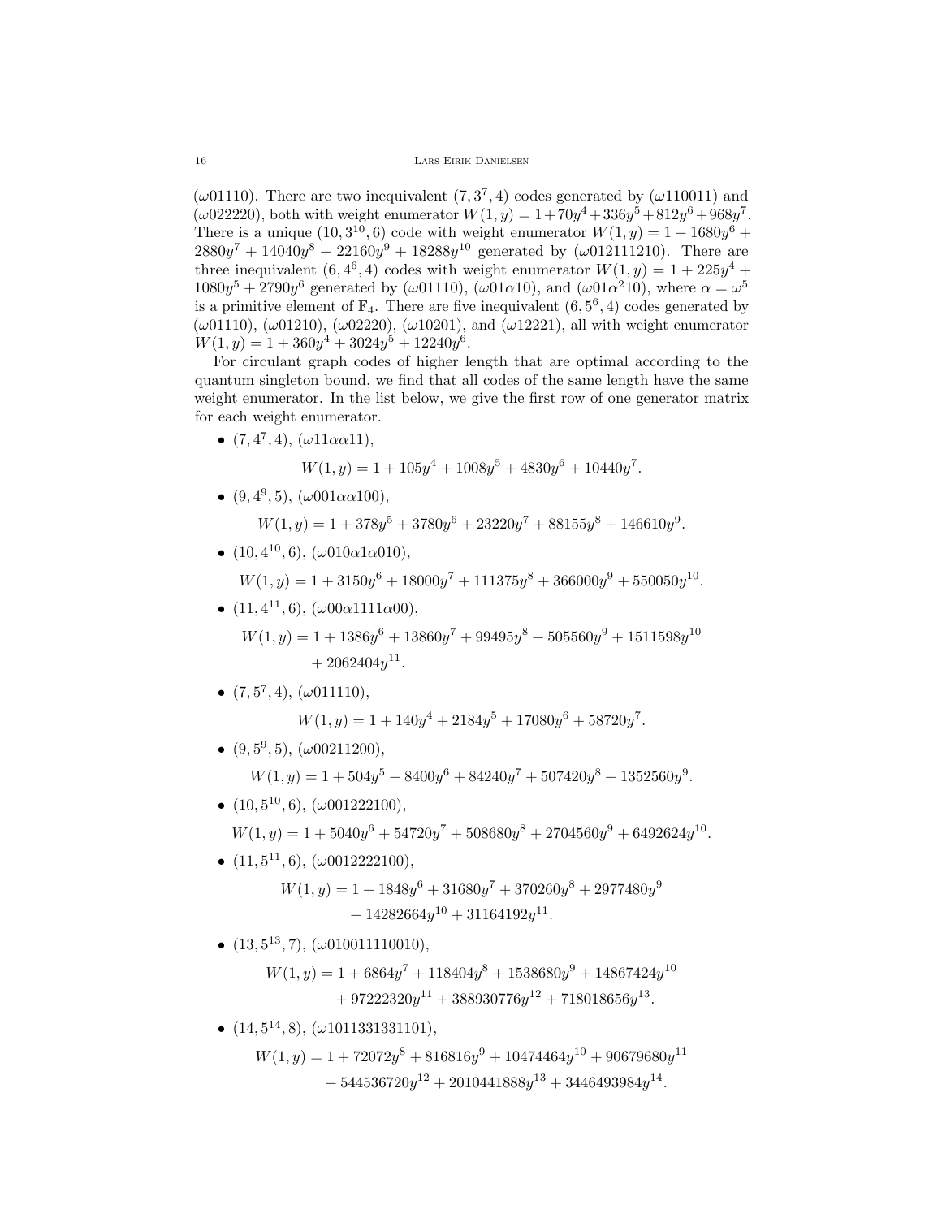($\omega 01110$). There are two inequivalent $(7, 3^7, 4)$ codes generated by ($\omega 110011$) and ($\omega 022220$), both with weight enumerator $W(1, y) = 1 + 70y^4 + 336y^5 + 812y^6 + 968y^7$. There is a unique $(10, 3^{10}, 6)$ code with weight enumerator $W(1, y) = 1 + 1680y^6 + 2880y^7 + 14040y^8 + 22160y^9 + 18288y^{10}$ generated by ($\omega 012111210$). There are three inequivalent $(6, 4^6, 4)$ codes with weight enumerator $W(1, y) = 1 + 225y^4 + 1080y^5 + 2790y^6$ generated by ($\omega 01110$), ($\omega 01\alpha 10$), and ($\omega 01\alpha^2 10$), where $\alpha = \omega^5$ is a primitive element of $\mathbb{F}_4$. There are five inequivalent $(6, 5^6, 4)$ codes generated by ($\omega 01110$), ($\omega 01210$), ($\omega 02220$), ($\omega 10201$), and ($\omega 12221$), all with weight enumerator $W(1, y) = 1 + 360y^4 + 3024y^5 + 12240y^6$.

For circulant graph codes of higher length that are optimal according to the quantum singleton bound, we find that all codes of the same length have the same weight enumerator. In the list below, we give the first row of one generator matrix for each weight enumerator.

- $(7, 4^7, 4)$, ($\omega 11\alpha\alpha 11$),
$$W(1, y) = 1 + 105y^4 + 1008y^5 + 4830y^6 + 10440y^7.$$
- $(9, 4^9, 5)$, ($\omega 001\alpha\alpha 100$),
$$W(1, y) = 1 + 378y^5 + 3780y^6 + 23220y^7 + 88155y^8 + 146610y^9.$$
- $(10, 4^{10}, 6)$, ($\omega 010\alpha 1\alpha 010$),
$$W(1, y) = 1 + 3150y^6 + 18000y^7 + 111375y^8 + 366000y^9 + 550050y^{10}.$$
- $(11, 4^{11}, 6)$, ($\omega 00\alpha 1111\alpha 00$),
$$W(1, y) = 1 + 1386y^6 + 13860y^7 + 99495y^8 + 505560y^9 + 1511598y^{10} + 2062404y^{11}.$$
- $(7, 5^7, 4)$, ($\omega 011110$),
$$W(1, y) = 1 + 140y^4 + 2184y^5 + 17080y^6 + 58720y^7.$$
- $(9, 5^9, 5)$, ($\omega 00211200$),
$$W(1, y) = 1 + 504y^5 + 8400y^6 + 84240y^7 + 507420y^8 + 1352560y^9.$$
- $(10, 5^{10}, 6)$, ($\omega 001222100$),
$$W(1, y) = 1 + 5040y^6 + 54720y^7 + 508680y^8 + 2704560y^9 + 6492624y^{10}.$$
- $(11, 5^{11}, 6)$, ($\omega 0012222100$),
$$W(1, y) = 1 + 1848y^6 + 31680y^7 + 370260y^8 + 2977480y^9 + 14282664y^{10} + 31164192y^{11}.$$
- $(13, 5^{13}, 7)$, ($\omega 010011110010$),
$$W(1, y) = 1 + 6864y^7 + 118404y^8 + 1538680y^9 + 14867424y^{10} + 97222320y^{11} + 388930776y^{12} + 718018656y^{13}.$$
- $(14, 5^{14}, 8)$, ($\omega 1011331331101$),
$$W(1, y) = 1 + 72072y^8 + 816816y^9 + 10474464y^{10} + 90679680y^{11} + 544536720y^{12} + 2010441888y^{13} + 3446493984y^{14}.$$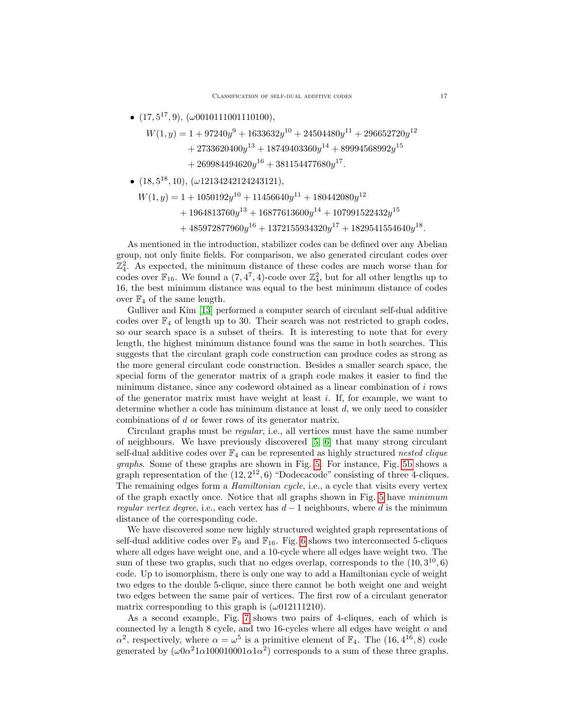- $(17, 5^{17}, 9)$, $(\omega 0010111001110100)$,

$$\begin{aligned} W(1,y) = 1 &+ 97240y^9 + 1633632y^{10} + 24504480y^{11} + 296652720y^{12} \\ &+ 2733620400y^{13} + 18749403360y^{14} + 89994568992y^{15} \\ &+ 269984494620y^{16} + 381154477680y^{17}. \end{aligned}$$

- $(18, 5^{18}, 10)$, $(\omega 12134242124243121)$,

$$\begin{aligned} W(1,y) = 1 &+ 1050192y^{10} + 11456640y^{11} + 180442080y^{12} \\ &+ 1964813760y^{13} + 16877613600y^{14} + 107991522432y^{15} \\ &+ 485972877960y^{16} + 1372155934320y^{17} + 1829541554640y^{18}. \end{aligned}$$

As mentioned in the introduction, stabilizer codes can be defined over any Abelian group, not only finite fields. For comparison, we also generated circulant codes over $\mathbb{Z}_4^2$. As expected, the minimum distance of these codes are much worse than for codes over $\mathbb{F}_{16}$. We found a $(7, 4^7, 4)$-code over $\mathbb{Z}_4^2$, but for all other lengths up to 16, the best minimum distance was equal to the best minimum distance of codes over $\mathbb{F}_4$ of the same length.

Gulliver and Kim [13] performed a computer search of circulant self-dual additive codes over $\mathbb{F}_4$ of length up to 30. Their search was not restricted to graph codes, so our search space is a subset of theirs. It is interesting to note that for every length, the highest minimum distance found was the same in both searches. This suggests that the circulant graph code construction can produce codes as strong as the more general circulant code construction. Besides a smaller search space, the special form of the generator matrix of a graph code makes it easier to find the minimum distance, since any codeword obtained as a linear combination of $i$ rows of the generator matrix must have weight at least $i$. If, for example, we want to determine whether a code has minimum distance at least $d$, we only need to consider combinations of $d$ or fewer rows of its generator matrix.

Circulant graphs must be *regular*, i.e., all vertices must have the same number of neighbours. We have previously discovered [5, 6] that many strong circulant self-dual additive codes over $\mathbb{F}_4$ can be represented as highly structured *nested clique graphs*. Some of these graphs are shown in Fig. 5. For instance, Fig. 5b shows a graph representation of the $(12, 2^{12}, 6)$ "Dodecacode" consisting of three 4-cliques. The remaining edges form a *Hamiltonian cycle*, i.e., a cycle that visits every vertex of the graph exactly once. Notice that all graphs shown in Fig. 5 have *minimum regular vertex degree*, i.e., each vertex has $d-1$ neighbours, where $d$ is the minimum distance of the corresponding code.

We have discovered some new highly structured weighted graph representations of self-dual additive codes over $\mathbb{F}_9$ and $\mathbb{F}_{16}$. Fig. 6 shows two interconnected 5-cliques where all edges have weight one, and a 10-cycle where all edges have weight two. The sum of these two graphs, such that no edges overlap, corresponds to the $(10, 3^{10}, 6)$ code. Up to isomorphism, there is only one way to add a Hamiltonian cycle of weight two edges to the double 5-clique, since there cannot be both weight one and weight two edges between the same pair of vertices. The first row of a circulant generator matrix corresponding to this graph is $(\omega 012111210)$.

As a second example, Fig. 7 shows two pairs of 4-cliques, each of which is connected by a length 8 cycle, and two 16-cycles where all edges have weight $\alpha$ and $\alpha^2$, respectively, where $\alpha = \omega^5$ is a primitive element of $\mathbb{F}_4$. The $(16, 4^{16}, 8)$ code generated by $(\omega 0\alpha^2 1\alpha 100010001\alpha 1\alpha^2)$ corresponds to a sum of these three graphs.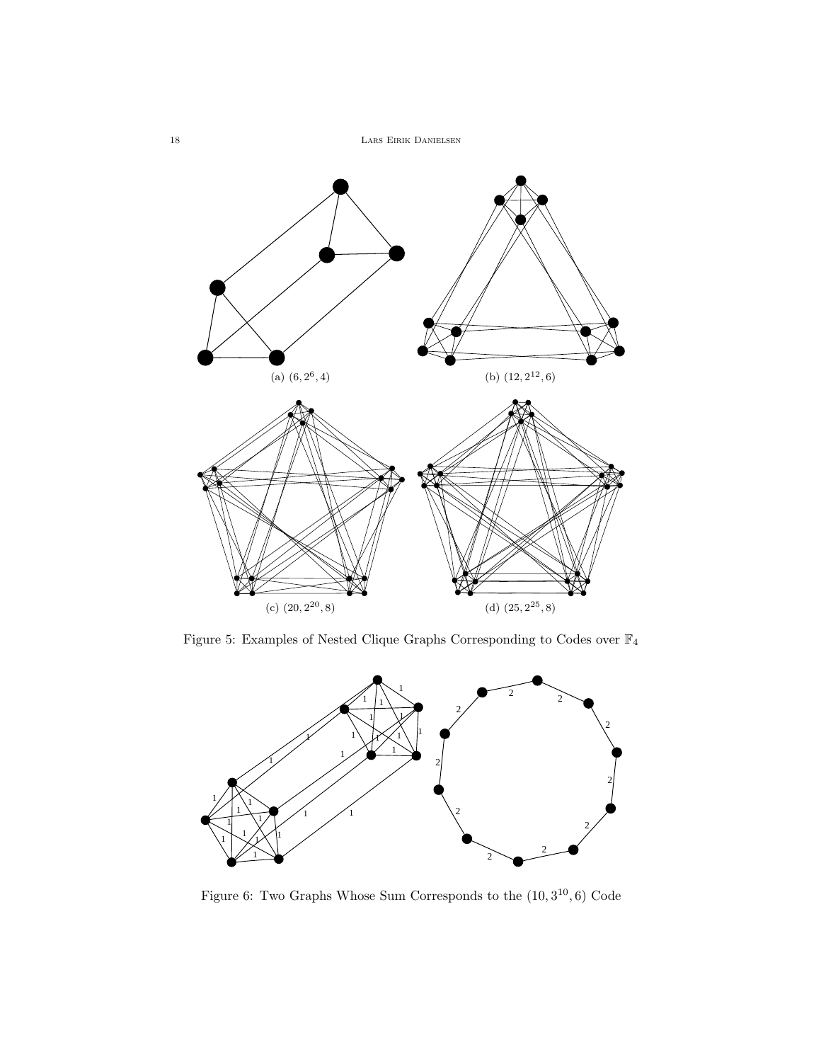(a) $(6, 2^6, 4)$

(b) $(12, 2^{12}, 6)$

(c) $(20, 2^{20}, 8)$

(d) $(25, 2^{25}, 8)$

Figure 5: Examples of Nested Clique Graphs Corresponding to Codes over $\mathbb{F}_4$

Figure 6: Two Graphs Whose Sum Corresponds to the $(10, 3^{10}, 6)$ Code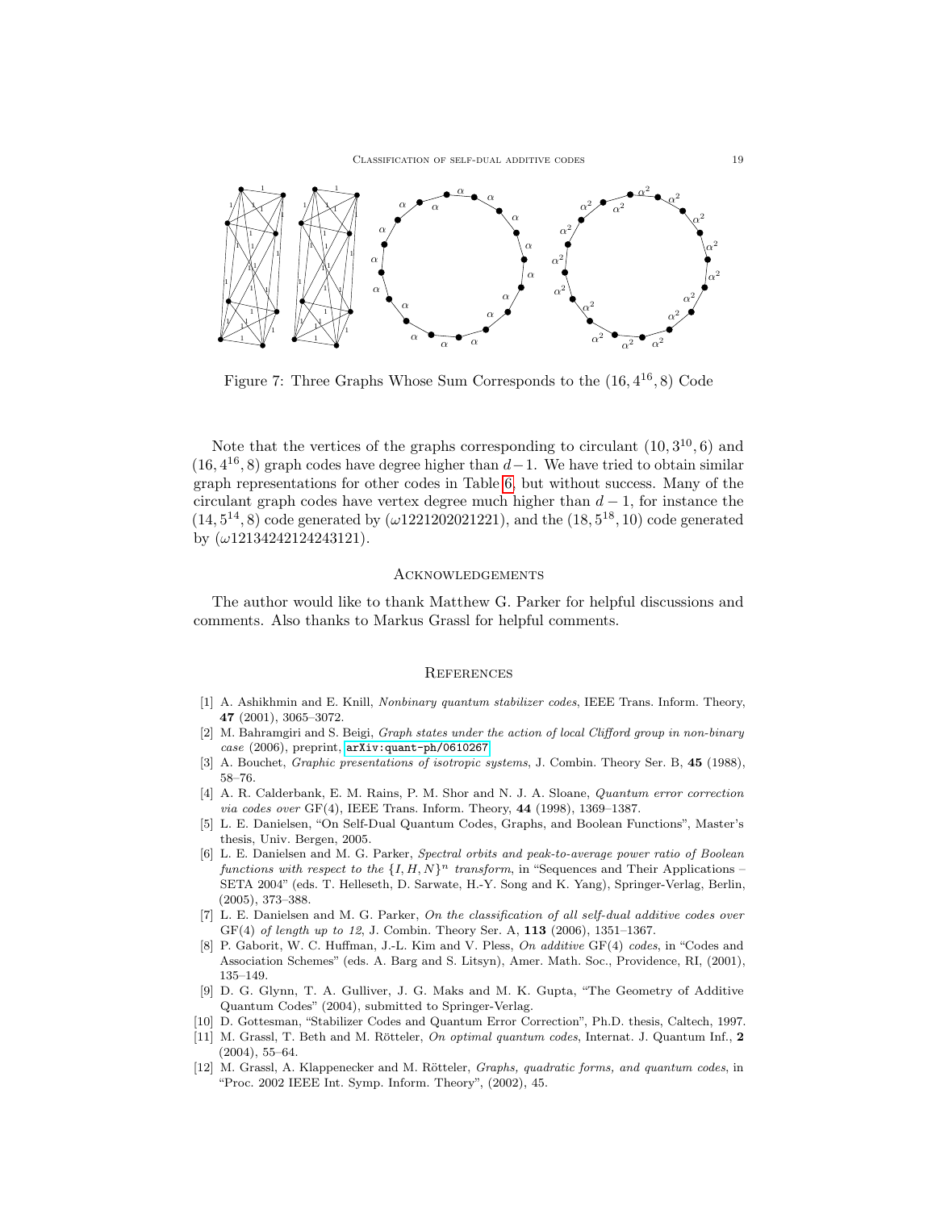Figure 7: Three Graphs Whose Sum Corresponds to the $(16, 4^{16}, 8)$ Code

Note that the vertices of the graphs corresponding to circulant $(10, 3^{10}, 6)$ and $(16, 4^{16}, 8)$ graph codes have degree higher than $d-1$. We have tried to obtain similar graph representations for other codes in Table 6, but without success. Many of the circulant graph codes have vertex degree much higher than $d-1$, for instance the $(14, 5^{14}, 8)$ code generated by $(\omega 1221202021221)$, and the $(18, 5^{18}, 10)$ code generated by $(\omega 12134242124243121)$.

## Acknowledgements

The author would like to thank Matthew G. Parker for helpful discussions and comments. Also thanks to Markus Grassl for helpful comments.

## References

[1] A. Ashikhmin and E. Knill, *Nonbinary quantum stabilizer codes*, IEEE Trans. Inform. Theory, **47** (2001), 3065–3072.

[2] M. Bahramgiri and S. Beigi, *Graph states under the action of local Clifford group in non-binary case* (2006), preprint, arXiv:quant-ph/0610267.

[3] A. Bouchet, *Graphic presentations of isotropic systems*, J. Combin. Theory Ser. B, **45** (1988), 58–76.

[4] A. R. Calderbank, E. M. Rains, P. M. Shor and N. J. A. Sloane, *Quantum error correction via codes over* GF(4), IEEE Trans. Inform. Theory, **44** (1998), 1369–1387.

[5] L. E. Danielsen, "On Self-Dual Quantum Codes, Graphs, and Boolean Functions", Master's thesis, Univ. Bergen, 2005.

[6] L. E. Danielsen and M. G. Parker, *Spectral orbits and peak-to-average power ratio of Boolean functions with respect to the* $\{I, H, N\}^n$ *transform*, in "Sequences and Their Applications – SETA 2004" (eds. T. Helleseth, D. Sarwate, H.-Y. Song and K. Yang), Springer-Verlag, Berlin, (2005), 373–388.

[7] L. E. Danielsen and M. G. Parker, *On the classification of all self-dual additive codes over* GF(4) *of length up to 12*, J. Combin. Theory Ser. A, **113** (2006), 1351–1367.

[8] P. Gaborit, W. C. Huffman, J.-L. Kim and V. Pless, *On additive* GF(4) *codes*, in "Codes and Association Schemes" (eds. A. Barg and S. Litsyn), Amer. Math. Soc., Providence, RI, (2001), 135–149.

[9] D. G. Glynn, T. A. Gulliver, J. G. Maks and M. K. Gupta, "The Geometry of Additive Quantum Codes" (2004), submitted to Springer-Verlag.

[10] D. Gottesman, "Stabilizer Codes and Quantum Error Correction", Ph.D. thesis, Caltech, 1997.

[11] M. Grassl, T. Beth and M. Rötteler, *On optimal quantum codes*, Internat. J. Quantum Inf., **2** (2004), 55–64.

[12] M. Grassl, A. Klappenecker and M. Rötteler, *Graphs, quadratic forms, and quantum codes*, in "Proc. 2002 IEEE Int. Symp. Inform. Theory", (2002), 45.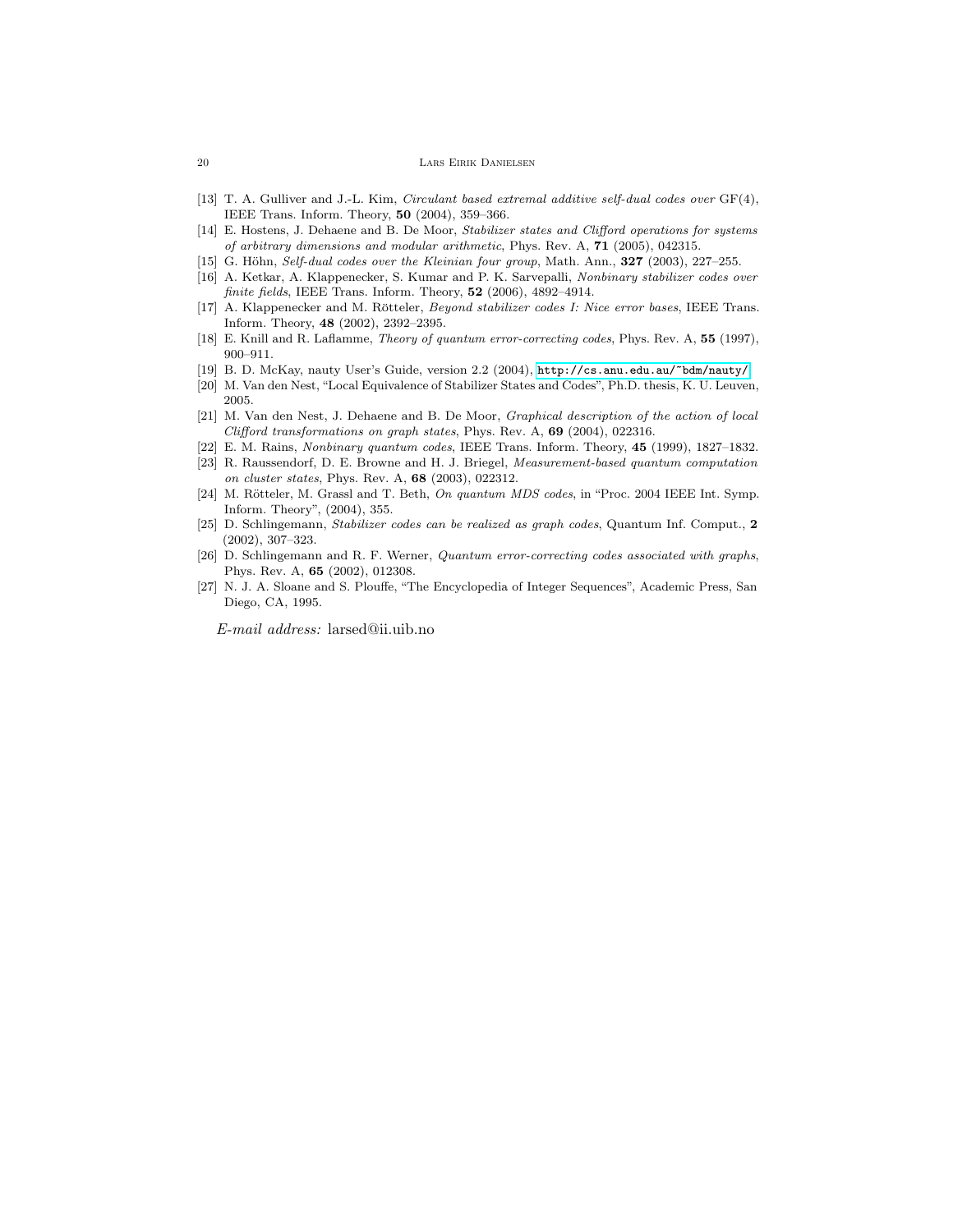[13] T. A. Gulliver and J.-L. Kim, *Circulant based extremal additive self-dual codes over* GF(4), IEEE Trans. Inform. Theory, **50** (2004), 359–366.

[14] E. Hostens, J. Dehaene and B. De Moor, *Stabilizer states and Clifford operations for systems of arbitrary dimensions and modular arithmetic*, Phys. Rev. A, **71** (2005), 042315.

[15] G. Höhn, *Self-dual codes over the Kleinian four group*, Math. Ann., **327** (2003), 227–255.

[16] A. Ketkar, A. Klappenecker, S. Kumar and P. K. Sarvepalli, *Nonbinary stabilizer codes over finite fields*, IEEE Trans. Inform. Theory, **52** (2006), 4892–4914.

[17] A. Klappenecker and M. Rötteler, *Beyond stabilizer codes I: Nice error bases*, IEEE Trans. Inform. Theory, **48** (2002), 2392–2395.

[18] E. Knill and R. Laflamme, *Theory of quantum error-correcting codes*, Phys. Rev. A, **55** (1997), 900–911.

[19] B. D. McKay, nauty User's Guide, version 2.2 (2004), http://cs.anu.edu.au/~bdm/nauty/.

[20] M. Van den Nest, "Local Equivalence of Stabilizer States and Codes", Ph.D. thesis, K. U. Leuven, 2005.

[21] M. Van den Nest, J. Dehaene and B. De Moor, *Graphical description of the action of local Clifford transformations on graph states*, Phys. Rev. A, **69** (2004), 022316.

[22] E. M. Rains, *Nonbinary quantum codes*, IEEE Trans. Inform. Theory, **45** (1999), 1827–1832.

[23] R. Raussendorf, D. E. Browne and H. J. Briegel, *Measurement-based quantum computation on cluster states*, Phys. Rev. A, **68** (2003), 022312.

[24] M. Rötteler, M. Grassl and T. Beth, *On quantum MDS codes*, in "Proc. 2004 IEEE Int. Symp. Inform. Theory", (2004), 355.

[25] D. Schlingemann, *Stabilizer codes can be realized as graph codes*, Quantum Inf. Comput., **2** (2002), 307–323.

[26] D. Schlingemann and R. F. Werner, *Quantum error-correcting codes associated with graphs*, Phys. Rev. A, **65** (2002), 012308.

[27] N. J. A. Sloane and S. Plouffe, "The Encyclopedia of Integer Sequences", Academic Press, San Diego, CA, 1995.

*E-mail address:* larsed@ii.uib.no